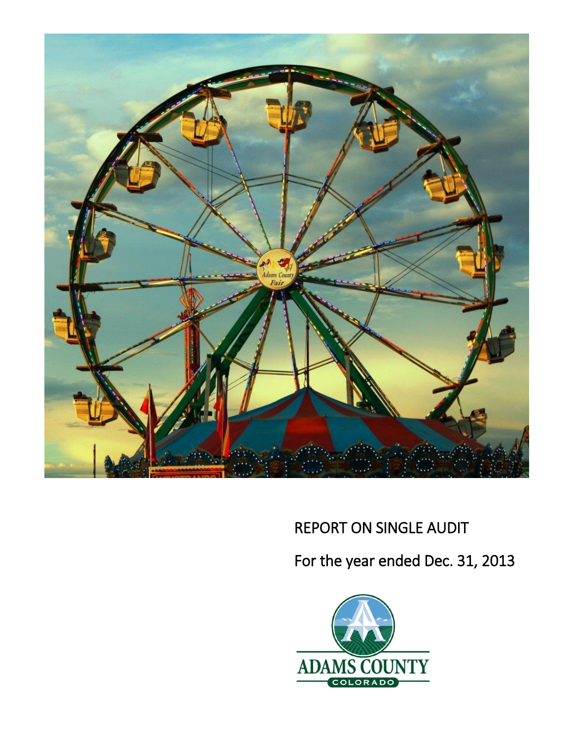# REPORT ON SINGLE AUDIT

For the year ended Dec. 31, 2013

ADAMS COUNTY

COLORADO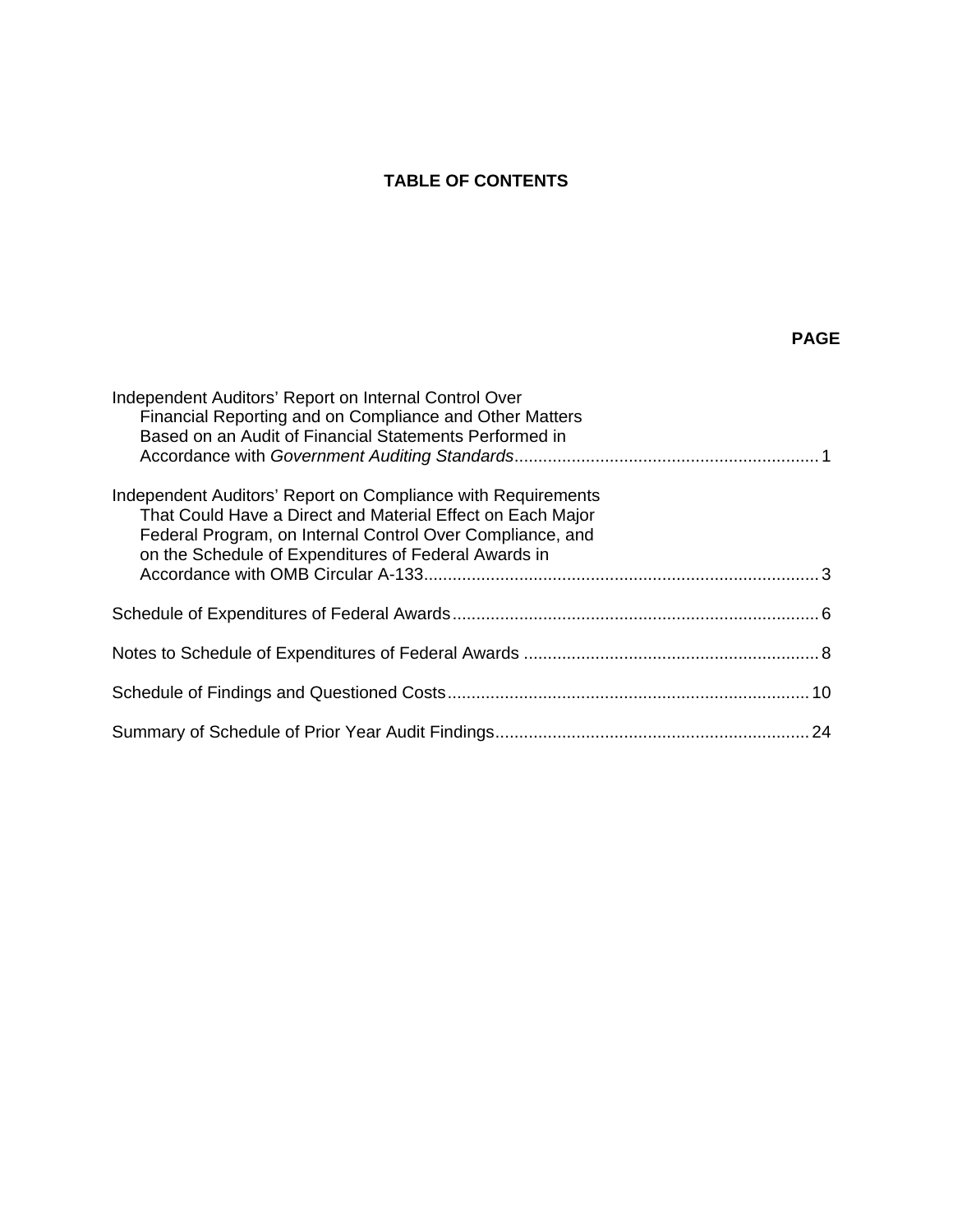# TABLE OF CONTENTS

| | PAGE |
|---|---|
| Independent Auditors' Report on Internal Control Over Financial Reporting and on Compliance and Other Matters Based on an Audit of Financial Statements Performed in Accordance with *Government Auditing Standards* | 1 |
| Independent Auditors' Report on Compliance with Requirements That Could Have a Direct and Material Effect on Each Major Federal Program, on Internal Control Over Compliance, and on the Schedule of Expenditures of Federal Awards in Accordance with OMB Circular A-133 | 3 |
| Schedule of Expenditures of Federal Awards | 6 |
| Notes to Schedule of Expenditures of Federal Awards | 8 |
| Schedule of Findings and Questioned Costs | 10 |
| Summary of Schedule of Prior Year Audit Findings | 24 |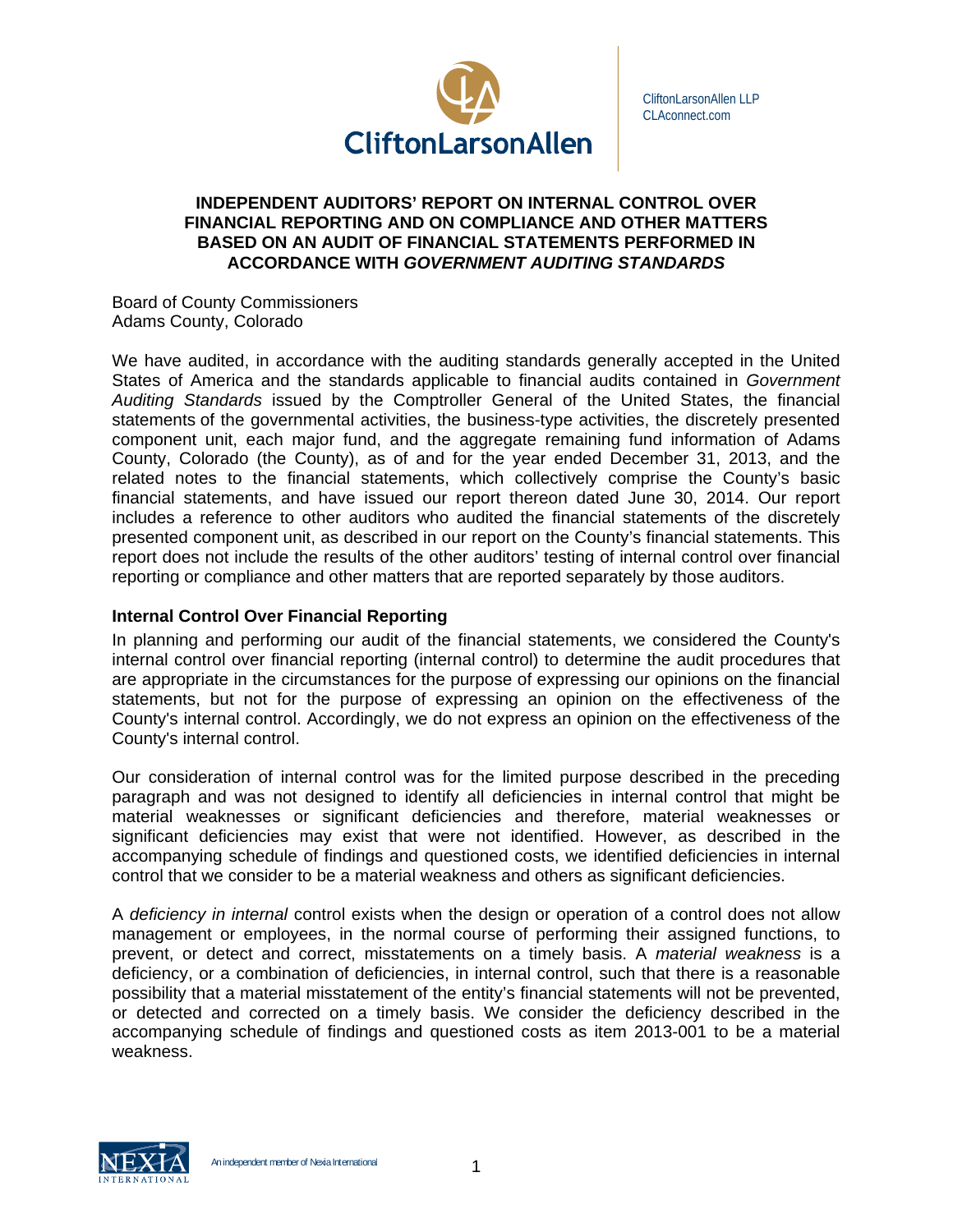CliftonLarsonAllen LLP
CLAconnect.com

**INDEPENDENT AUDITORS' REPORT ON INTERNAL CONTROL OVER FINANCIAL REPORTING AND ON COMPLIANCE AND OTHER MATTERS BASED ON AN AUDIT OF FINANCIAL STATEMENTS PERFORMED IN ACCORDANCE WITH *GOVERNMENT AUDITING STANDARDS***

Board of County Commissioners
Adams County, Colorado

We have audited, in accordance with the auditing standards generally accepted in the United States of America and the standards applicable to financial audits contained in *Government Auditing Standards* issued by the Comptroller General of the United States, the financial statements of the governmental activities, the business-type activities, the discretely presented component unit, each major fund, and the aggregate remaining fund information of Adams County, Colorado (the County), as of and for the year ended December 31, 2013, and the related notes to the financial statements, which collectively comprise the County's basic financial statements, and have issued our report thereon dated June 30, 2014. Our report includes a reference to other auditors who audited the financial statements of the discretely presented component unit, as described in our report on the County's financial statements. This report does not include the results of the other auditors' testing of internal control over financial reporting or compliance and other matters that are reported separately by those auditors.

## Internal Control Over Financial Reporting

In planning and performing our audit of the financial statements, we considered the County's internal control over financial reporting (internal control) to determine the audit procedures that are appropriate in the circumstances for the purpose of expressing our opinions on the financial statements, but not for the purpose of expressing an opinion on the effectiveness of the County's internal control. Accordingly, we do not express an opinion on the effectiveness of the County's internal control.

Our consideration of internal control was for the limited purpose described in the preceding paragraph and was not designed to identify all deficiencies in internal control that might be material weaknesses or significant deficiencies and therefore, material weaknesses or significant deficiencies may exist that were not identified. However, as described in the accompanying schedule of findings and questioned costs, we identified deficiencies in internal control that we consider to be a material weakness and others as significant deficiencies.

A *deficiency in internal* control exists when the design or operation of a control does not allow management or employees, in the normal course of performing their assigned functions, to prevent, or detect and correct, misstatements on a timely basis. A *material weakness* is a deficiency, or a combination of deficiencies, in internal control, such that there is a reasonable possibility that a material misstatement of the entity's financial statements will not be prevented, or detected and corrected on a timely basis. We consider the deficiency described in the accompanying schedule of findings and questioned costs as item 2013-001 to be a material weakness.

An independent member of Nexia International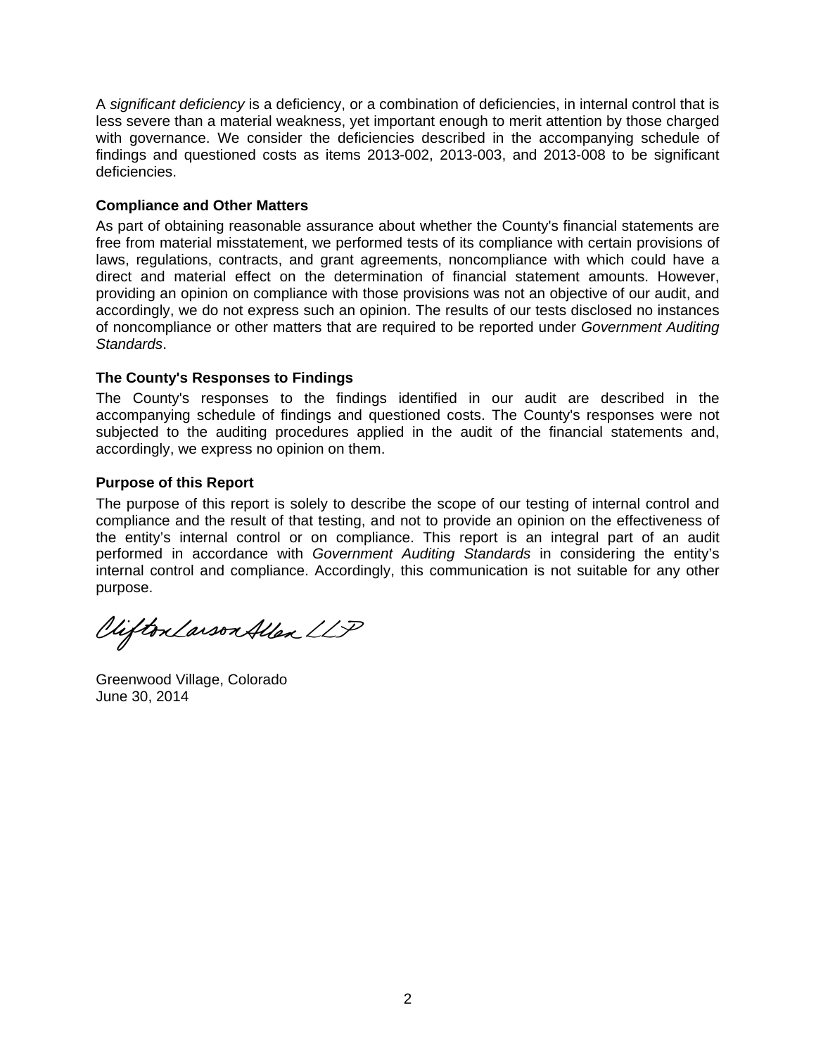A *significant deficiency* is a deficiency, or a combination of deficiencies, in internal control that is less severe than a material weakness, yet important enough to merit attention by those charged with governance. We consider the deficiencies described in the accompanying schedule of findings and questioned costs as items 2013-002, 2013-003, and 2013-008 to be significant deficiencies.

**Compliance and Other Matters**

As part of obtaining reasonable assurance about whether the County's financial statements are free from material misstatement, we performed tests of its compliance with certain provisions of laws, regulations, contracts, and grant agreements, noncompliance with which could have a direct and material effect on the determination of financial statement amounts. However, providing an opinion on compliance with those provisions was not an objective of our audit, and accordingly, we do not express such an opinion. The results of our tests disclosed no instances of noncompliance or other matters that are required to be reported under *Government Auditing Standards*.

**The County's Responses to Findings**

The County's responses to the findings identified in our audit are described in the accompanying schedule of findings and questioned costs. The County's responses were not subjected to the auditing procedures applied in the audit of the financial statements and, accordingly, we express no opinion on them.

**Purpose of this Report**

The purpose of this report is solely to describe the scope of our testing of internal control and compliance and the result of that testing, and not to provide an opinion on the effectiveness of the entity's internal control or on compliance. This report is an integral part of an audit performed in accordance with *Government Auditing Standards* in considering the entity's internal control and compliance. Accordingly, this communication is not suitable for any other purpose.

CliftonLarsonAllen LLP

Greenwood Village, Colorado
June 30, 2014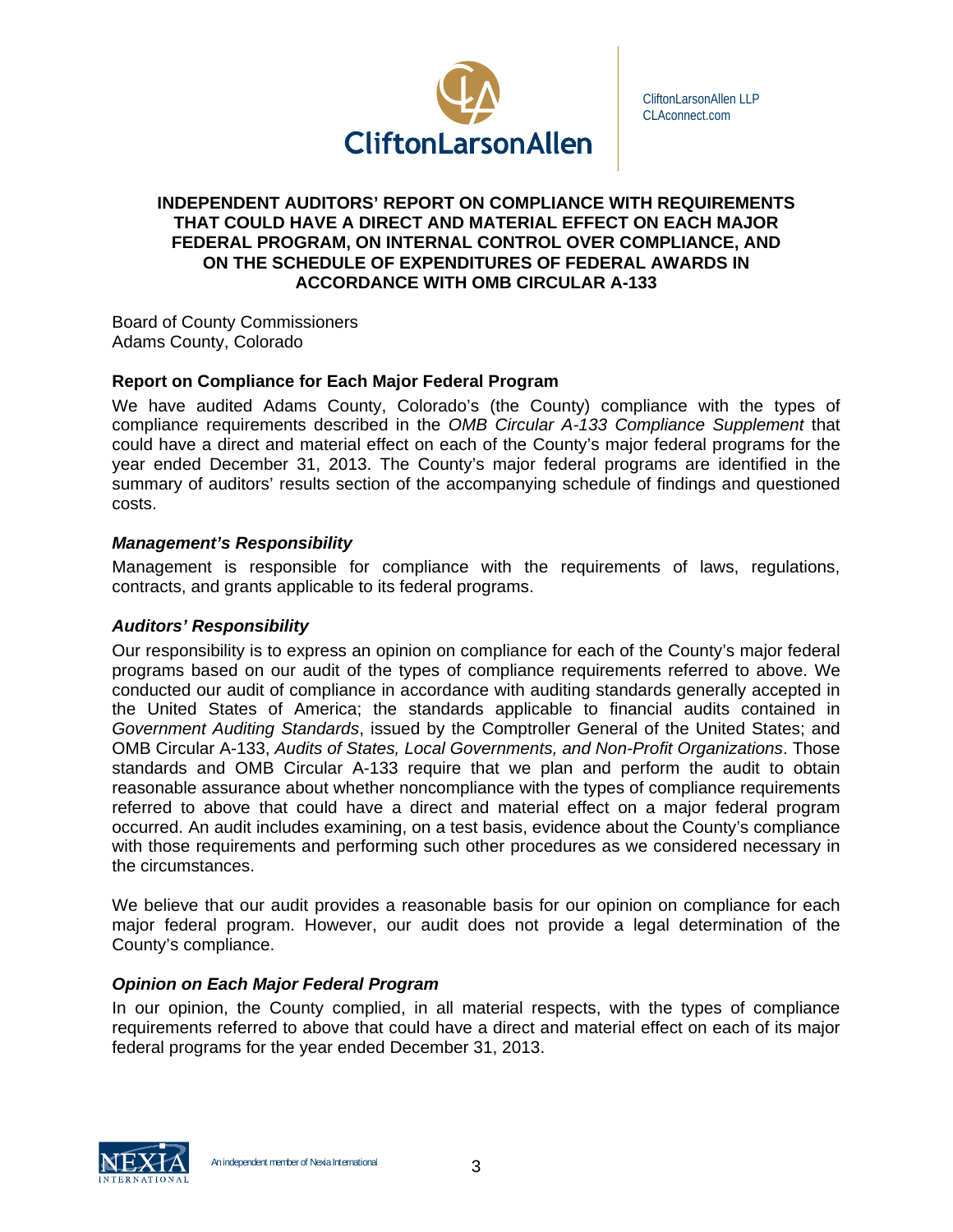CliftonLarsonAllen LLP
CLAconnect.com

# INDEPENDENT AUDITORS' REPORT ON COMPLIANCE WITH REQUIREMENTS THAT COULD HAVE A DIRECT AND MATERIAL EFFECT ON EACH MAJOR FEDERAL PROGRAM, ON INTERNAL CONTROL OVER COMPLIANCE, AND ON THE SCHEDULE OF EXPENDITURES OF FEDERAL AWARDS IN ACCORDANCE WITH OMB CIRCULAR A-133

Board of County Commissioners
Adams County, Colorado

## Report on Compliance for Each Major Federal Program

We have audited Adams County, Colorado's (the County) compliance with the types of compliance requirements described in the *OMB Circular A-133 Compliance Supplement* that could have a direct and material effect on each of the County's major federal programs for the year ended December 31, 2013. The County's major federal programs are identified in the summary of auditors' results section of the accompanying schedule of findings and questioned costs.

### *Management's Responsibility*

Management is responsible for compliance with the requirements of laws, regulations, contracts, and grants applicable to its federal programs.

### *Auditors' Responsibility*

Our responsibility is to express an opinion on compliance for each of the County's major federal programs based on our audit of the types of compliance requirements referred to above. We conducted our audit of compliance in accordance with auditing standards generally accepted in the United States of America; the standards applicable to financial audits contained in *Government Auditing Standards*, issued by the Comptroller General of the United States; and OMB Circular A-133, *Audits of States, Local Governments, and Non-Profit Organizations*. Those standards and OMB Circular A-133 require that we plan and perform the audit to obtain reasonable assurance about whether noncompliance with the types of compliance requirements referred to above that could have a direct and material effect on a major federal program occurred. An audit includes examining, on a test basis, evidence about the County's compliance with those requirements and performing such other procedures as we considered necessary in the circumstances.

We believe that our audit provides a reasonable basis for our opinion on compliance for each major federal program. However, our audit does not provide a legal determination of the County's compliance.

### *Opinion on Each Major Federal Program*

In our opinion, the County complied, in all material respects, with the types of compliance requirements referred to above that could have a direct and material effect on each of its major federal programs for the year ended December 31, 2013.

An independent member of Nexia International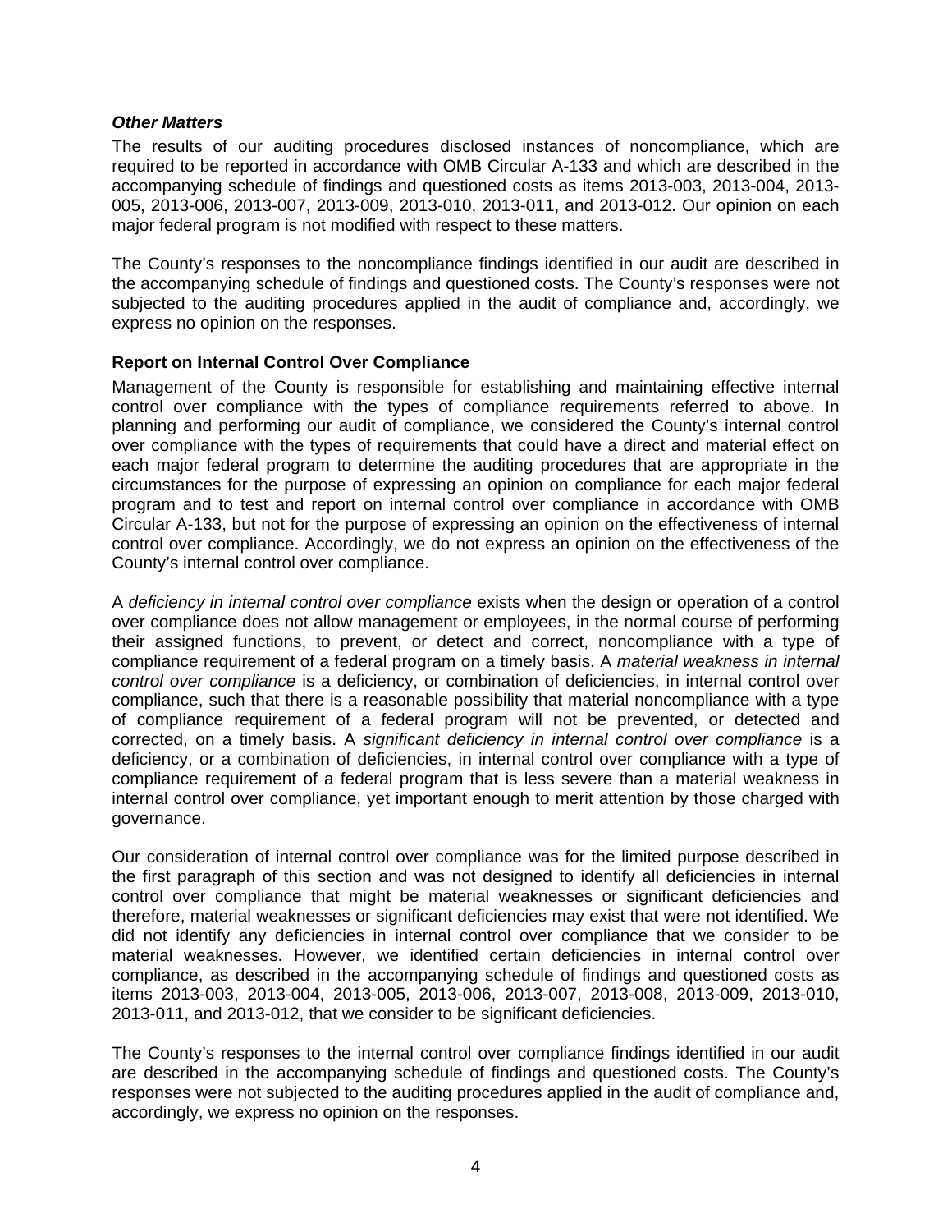***Other Matters***

The results of our auditing procedures disclosed instances of noncompliance, which are required to be reported in accordance with OMB Circular A-133 and which are described in the accompanying schedule of findings and questioned costs as items 2013-003, 2013-004, 2013-005, 2013-006, 2013-007, 2013-009, 2013-010, 2013-011, and 2013-012. Our opinion on each major federal program is not modified with respect to these matters.

The County's responses to the noncompliance findings identified in our audit are described in the accompanying schedule of findings and questioned costs. The County's responses were not subjected to the auditing procedures applied in the audit of compliance and, accordingly, we express no opinion on the responses.

**Report on Internal Control Over Compliance**

Management of the County is responsible for establishing and maintaining effective internal control over compliance with the types of compliance requirements referred to above. In planning and performing our audit of compliance, we considered the County's internal control over compliance with the types of requirements that could have a direct and material effect on each major federal program to determine the auditing procedures that are appropriate in the circumstances for the purpose of expressing an opinion on compliance for each major federal program and to test and report on internal control over compliance in accordance with OMB Circular A-133, but not for the purpose of expressing an opinion on the effectiveness of internal control over compliance. Accordingly, we do not express an opinion on the effectiveness of the County's internal control over compliance.

A *deficiency in internal control over compliance* exists when the design or operation of a control over compliance does not allow management or employees, in the normal course of performing their assigned functions, to prevent, or detect and correct, noncompliance with a type of compliance requirement of a federal program on a timely basis. A *material weakness in internal control over compliance* is a deficiency, or combination of deficiencies, in internal control over compliance, such that there is a reasonable possibility that material noncompliance with a type of compliance requirement of a federal program will not be prevented, or detected and corrected, on a timely basis. A *significant deficiency in internal control over compliance* is a deficiency, or a combination of deficiencies, in internal control over compliance with a type of compliance requirement of a federal program that is less severe than a material weakness in internal control over compliance, yet important enough to merit attention by those charged with governance.

Our consideration of internal control over compliance was for the limited purpose described in the first paragraph of this section and was not designed to identify all deficiencies in internal control over compliance that might be material weaknesses or significant deficiencies and therefore, material weaknesses or significant deficiencies may exist that were not identified. We did not identify any deficiencies in internal control over compliance that we consider to be material weaknesses. However, we identified certain deficiencies in internal control over compliance, as described in the accompanying schedule of findings and questioned costs as items 2013-003, 2013-004, 2013-005, 2013-006, 2013-007, 2013-008, 2013-009, 2013-010, 2013-011, and 2013-012, that we consider to be significant deficiencies.

The County's responses to the internal control over compliance findings identified in our audit are described in the accompanying schedule of findings and questioned costs. The County's responses were not subjected to the auditing procedures applied in the audit of compliance and, accordingly, we express no opinion on the responses.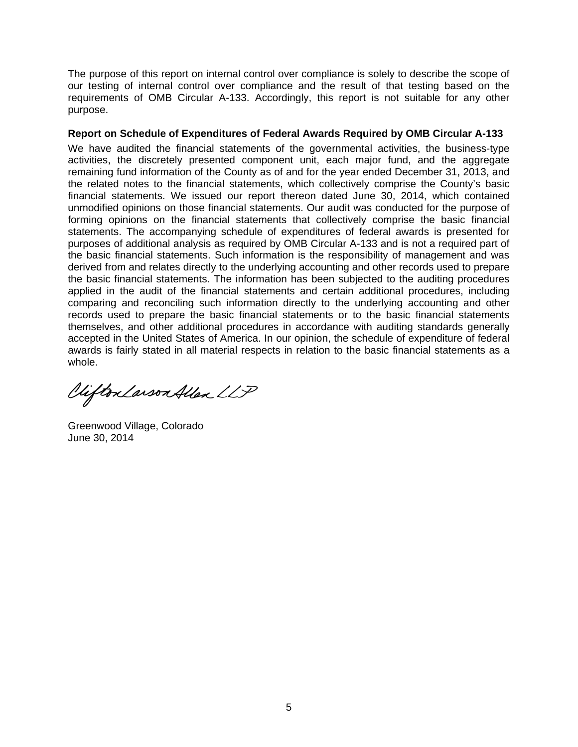The purpose of this report on internal control over compliance is solely to describe the scope of our testing of internal control over compliance and the result of that testing based on the requirements of OMB Circular A-133. Accordingly, this report is not suitable for any other purpose.

**Report on Schedule of Expenditures of Federal Awards Required by OMB Circular A-133**

We have audited the financial statements of the governmental activities, the business-type activities, the discretely presented component unit, each major fund, and the aggregate remaining fund information of the County as of and for the year ended December 31, 2013, and the related notes to the financial statements, which collectively comprise the County's basic financial statements. We issued our report thereon dated June 30, 2014, which contained unmodified opinions on those financial statements. Our audit was conducted for the purpose of forming opinions on the financial statements that collectively comprise the basic financial statements. The accompanying schedule of expenditures of federal awards is presented for purposes of additional analysis as required by OMB Circular A-133 and is not a required part of the basic financial statements. Such information is the responsibility of management and was derived from and relates directly to the underlying accounting and other records used to prepare the basic financial statements. The information has been subjected to the auditing procedures applied in the audit of the financial statements and certain additional procedures, including comparing and reconciling such information directly to the underlying accounting and other records used to prepare the basic financial statements or to the basic financial statements themselves, and other additional procedures in accordance with auditing standards generally accepted in the United States of America. In our opinion, the schedule of expenditure of federal awards is fairly stated in all material respects in relation to the basic financial statements as a whole.

CliftonLarsonAllen LLP

Greenwood Village, Colorado
June 30, 2014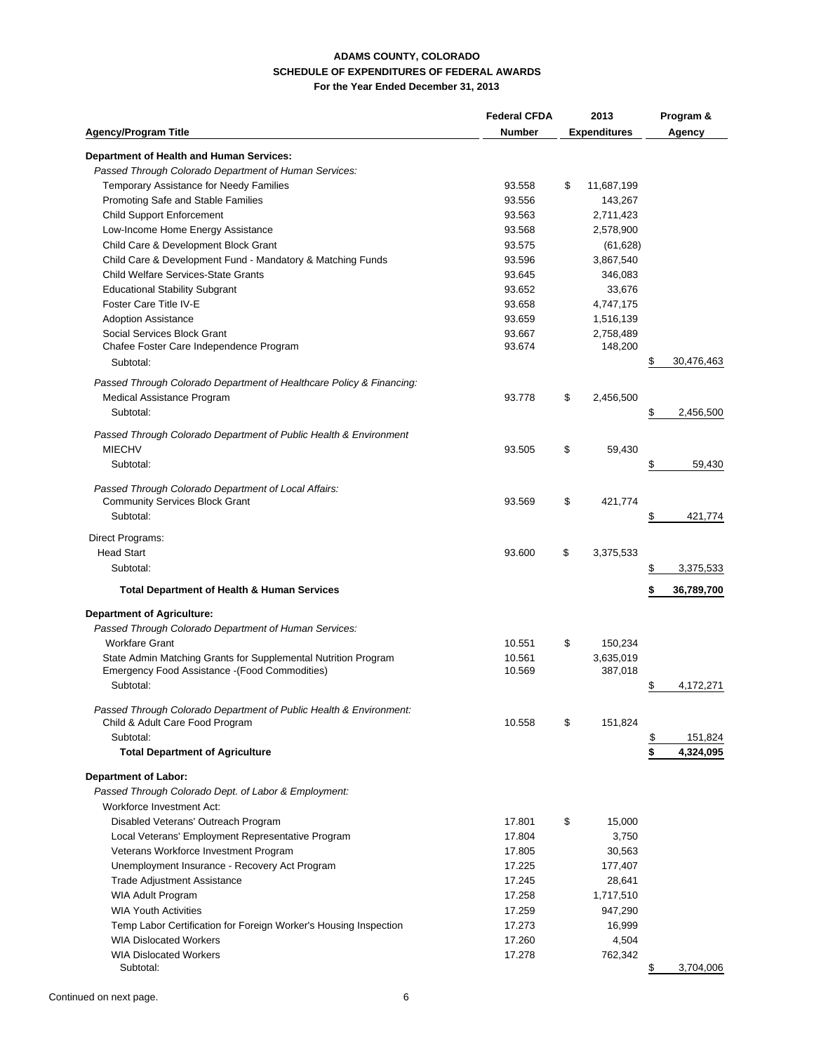**ADAMS COUNTY, COLORADO**
**SCHEDULE OF EXPENDITURES OF FEDERAL AWARDS**
**For the Year Ended December 31, 2013**

| Agency/Program Title | Federal CFDA Number | 2013 Expenditures | Program & Agency |
|---|---|---|---|
| **Department of Health and Human Services:** | | | |
| *Passed Through Colorado Department of Human Services:* | | | |
| Temporary Assistance for Needy Families | 93.558 | $ 11,687,199 | |
| Promoting Safe and Stable Families | 93.556 | 143,267 | |
| Child Support Enforcement | 93.563 | 2,711,423 | |
| Low-Income Home Energy Assistance | 93.568 | 2,578,900 | |
| Child Care & Development Block Grant | 93.575 | (61,628) | |
| Child Care & Development Fund - Mandatory & Matching Funds | 93.596 | 3,867,540 | |
| Child Welfare Services-State Grants | 93.645 | 346,083 | |
| Educational Stability Subgrant | 93.652 | 33,676 | |
| Foster Care Title IV-E | 93.658 | 4,747,175 | |
| Adoption Assistance | 93.659 | 1,516,139 | |
| Social Services Block Grant | 93.667 | 2,758,489 | |
| Chafee Foster Care Independence Program | 93.674 | 148,200 | |
| Subtotal: | | | $ 30,476,463 |
| *Passed Through Colorado Department of Healthcare Policy & Financing:* | | | |
| Medical Assistance Program | 93.778 | $ 2,456,500 | |
| Subtotal: | | | $ 2,456,500 |
| *Passed Through Colorado Department of Public Health & Environment* | | | |
| MIECHV | 93.505 | $ 59,430 | |
| Subtotal: | | | $ 59,430 |
| *Passed Through Colorado Department of Local Affairs:* | | | |
| Community Services Block Grant | 93.569 | $ 421,774 | |
| Subtotal: | | | $ 421,774 |
| Direct Programs: | | | |
| Head Start | 93.600 | $ 3,375,533 | |
| Subtotal: | | | $ 3,375,533 |
| **Total Department of Health & Human Services** | | | **$ 36,789,700** |
| **Department of Agriculture:** | | | |
| *Passed Through Colorado Department of Human Services:* | | | |
| Workfare Grant | 10.551 | $ 150,234 | |
| State Admin Matching Grants for Supplemental Nutrition Program | 10.561 | 3,635,019 | |
| Emergency Food Assistance -(Food Commodities) | 10.569 | 387,018 | |
| Subtotal: | | | $ 4,172,271 |
| *Passed Through Colorado Department of Public Health & Environment:* | | | |
| Child & Adult Care Food Program | 10.558 | $ 151,824 | |
| Subtotal: | | | $ 151,824 |
| **Total Department of Agriculture** | | | **$ 4,324,095** |
| **Department of Labor:** | | | |
| *Passed Through Colorado Dept. of Labor & Employment:* | | | |
| Workforce Investment Act: | | | |
| Disabled Veterans' Outreach Program | 17.801 | $ 15,000 | |
| Local Veterans' Employment Representative Program | 17.804 | 3,750 | |
| Veterans Workforce Investment Program | 17.805 | 30,563 | |
| Unemployment Insurance - Recovery Act Program | 17.225 | 177,407 | |
| Trade Adjustment Assistance | 17.245 | 28,641 | |
| WIA Adult Program | 17.258 | 1,717,510 | |
| WIA Youth Activities | 17.259 | 947,290 | |
| Temp Labor Certification for Foreign Worker's Housing Inspection | 17.273 | 16,999 | |
| WIA Dislocated Workers | 17.260 | 4,504 | |
| WIA Dislocated Workers | 17.278 | 762,342 | |
| Subtotal: | | | $ 3,704,006 |

Continued on next page.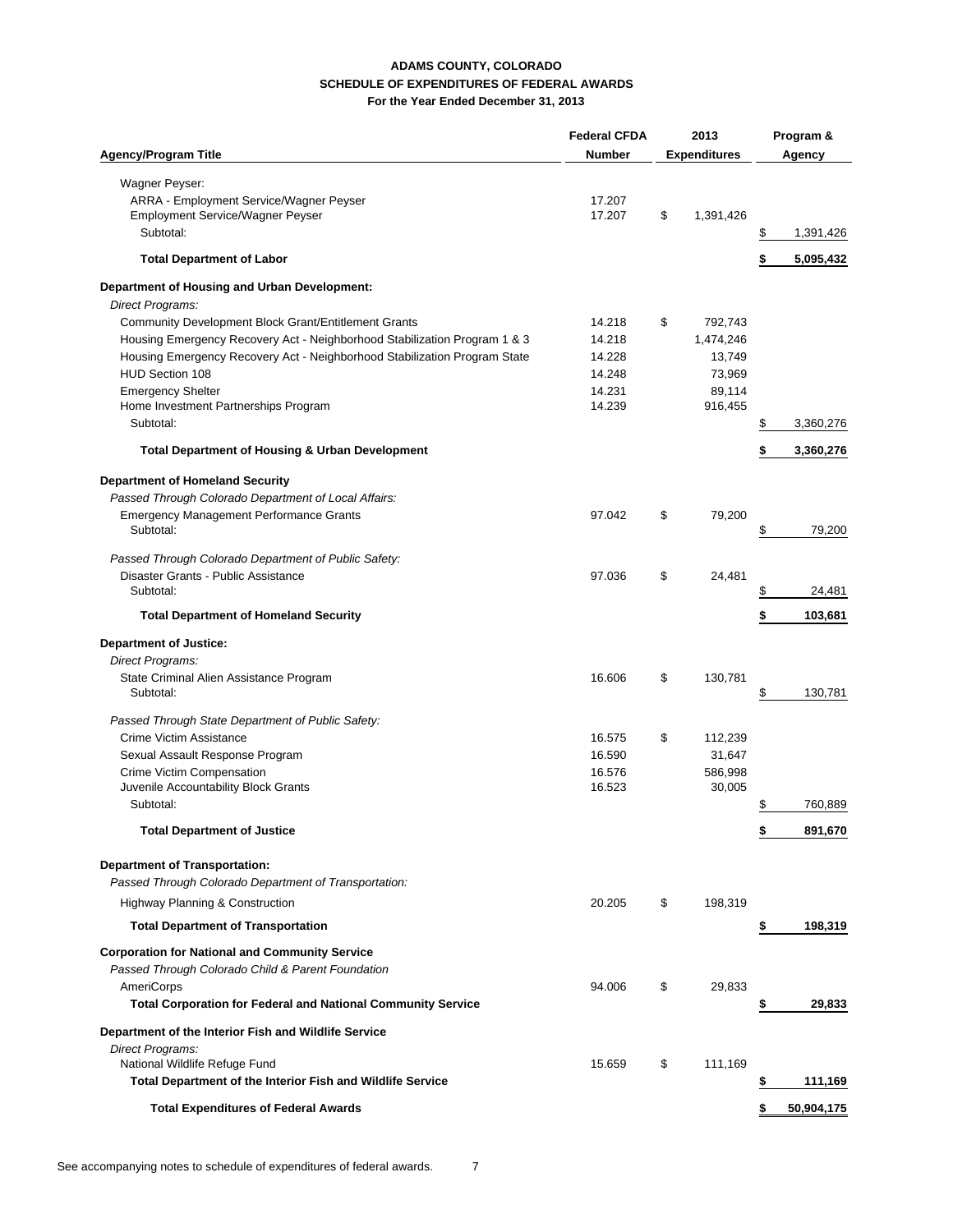# ADAMS COUNTY, COLORADO
## SCHEDULE OF EXPENDITURES OF FEDERAL AWARDS
### For the Year Ended December 31, 2013

| Agency/Program Title | Federal CFDA Number | 2013 Expenditures | Program & Agency |
|---|---|---|---|
| Wagner Peyser: | | | |
| ARRA - Employment Service/Wagner Peyser | 17.207 | | |
| Employment Service/Wagner Peyser | 17.207 | $ 1,391,426 | |
| Subtotal: | | | $ 1,391,426 |
| **Total Department of Labor** | | | **$ 5,095,432** |
| **Department of Housing and Urban Development:** | | | |
| *Direct Programs:* | | | |
| Community Development Block Grant/Entitlement Grants | 14.218 | $ 792,743 | |
| Housing Emergency Recovery Act - Neighborhood Stabilization Program 1 & 3 | 14.218 | 1,474,246 | |
| Housing Emergency Recovery Act - Neighborhood Stabilization Program State | 14.228 | 13,749 | |
| HUD Section 108 | 14.248 | 73,969 | |
| Emergency Shelter | 14.231 | 89,114 | |
| Home Investment Partnerships Program | 14.239 | 916,455 | |
| Subtotal: | | | $ 3,360,276 |
| **Total Department of Housing & Urban Development** | | | **$ 3,360,276** |
| **Department of Homeland Security** | | | |
| *Passed Through Colorado Department of Local Affairs:* | | | |
| Emergency Management Performance Grants | 97.042 | $ 79,200 | |
| Subtotal: | | | $ 79,200 |
| *Passed Through Colorado Department of Public Safety:* | | | |
| Disaster Grants - Public Assistance | 97.036 | $ 24,481 | |
| Subtotal: | | | $ 24,481 |
| **Total Department of Homeland Security** | | | **$ 103,681** |
| **Department of Justice:** | | | |
| *Direct Programs:* | | | |
| State Criminal Alien Assistance Program | 16.606 | $ 130,781 | |
| Subtotal: | | | $ 130,781 |
| *Passed Through State Department of Public Safety:* | | | |
| Crime Victim Assistance | 16.575 | $ 112,239 | |
| Sexual Assault Response Program | 16.590 | 31,647 | |
| Crime Victim Compensation | 16.576 | 586,998 | |
| Juvenile Accountability Block Grants | 16.523 | 30,005 | |
| Subtotal: | | | $ 760,889 |
| **Total Department of Justice** | | | **$ 891,670** |
| **Department of Transportation:** | | | |
| *Passed Through Colorado Department of Transportation:* | | | |
| Highway Planning & Construction | 20.205 | $ 198,319 | |
| **Total Department of Transportation** | | | **$ 198,319** |
| **Corporation for National and Community Service** | | | |
| *Passed Through Colorado Child & Parent Foundation* | | | |
| AmeriCorps | 94.006 | $ 29,833 | |
| **Total Corporation for Federal and National Community Service** | | | **$ 29,833** |
| **Department of the Interior Fish and Wildlife Service** | | | |
| *Direct Programs:* | | | |
| National Wildlife Refuge Fund | 15.659 | $ 111,169 | |
| **Total Department of the Interior Fish and Wildlife Service** | | | **$ 111,169** |
| **Total Expenditures of Federal Awards** | | | **$ 50,904,175** |

See accompanying notes to schedule of expenditures of federal awards.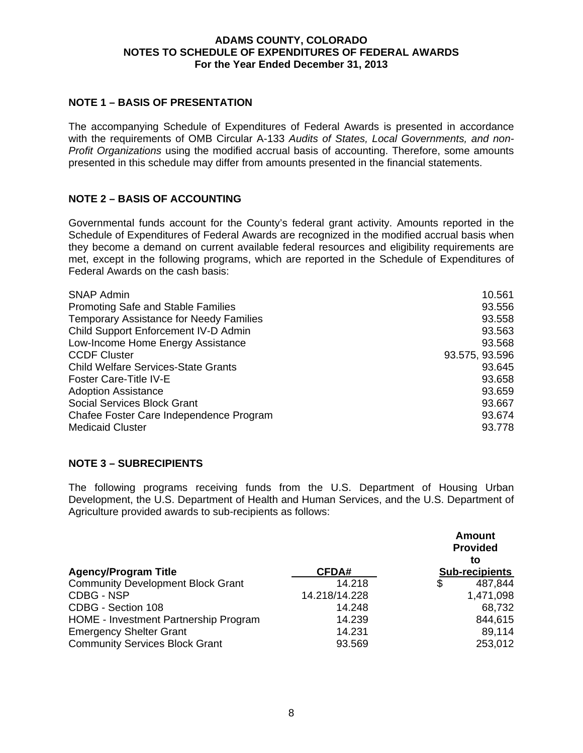# ADAMS COUNTY, COLORADO
## NOTES TO SCHEDULE OF EXPENDITURES OF FEDERAL AWARDS
### For the Year Ended December 31, 2013

**NOTE 1 – BASIS OF PRESENTATION**

The accompanying Schedule of Expenditures of Federal Awards is presented in accordance with the requirements of OMB Circular A-133 *Audits of States, Local Governments, and non-Profit Organizations* using the modified accrual basis of accounting. Therefore, some amounts presented in this schedule may differ from amounts presented in the financial statements.

**NOTE 2 – BASIS OF ACCOUNTING**

Governmental funds account for the County's federal grant activity. Amounts reported in the Schedule of Expenditures of Federal Awards are recognized in the modified accrual basis when they become a demand on current available federal resources and eligibility requirements are met, except in the following programs, which are reported in the Schedule of Expenditures of Federal Awards on the cash basis:

| | |
|---|---|
| SNAP Admin | 10.561 |
| Promoting Safe and Stable Families | 93.556 |
| Temporary Assistance for Needy Families | 93.558 |
| Child Support Enforcement IV-D Admin | 93.563 |
| Low-Income Home Energy Assistance | 93.568 |
| CCDF Cluster | 93.575, 93.596 |
| Child Welfare Services-State Grants | 93.645 |
| Foster Care-Title IV-E | 93.658 |
| Adoption Assistance | 93.659 |
| Social Services Block Grant | 93.667 |
| Chafee Foster Care Independence Program | 93.674 |
| Medicaid Cluster | 93.778 |

**NOTE 3 – SUBRECIPIENTS**

The following programs receiving funds from the U.S. Department of Housing Urban Development, the U.S. Department of Health and Human Services, and the U.S. Department of Agriculture provided awards to sub-recipients as follows:

| Agency/Program Title | CFDA# | Amount Provided to Sub-recipients |
|---|---|---|
| Community Development Block Grant | 14.218 | $ 487,844 |
| CDBG - NSP | 14.218/14.228 | 1,471,098 |
| CDBG - Section 108 | 14.248 | 68,732 |
| HOME - Investment Partnership Program | 14.239 | 844,615 |
| Emergency Shelter Grant | 14.231 | 89,114 |
| Community Services Block Grant | 93.569 | 253,012 |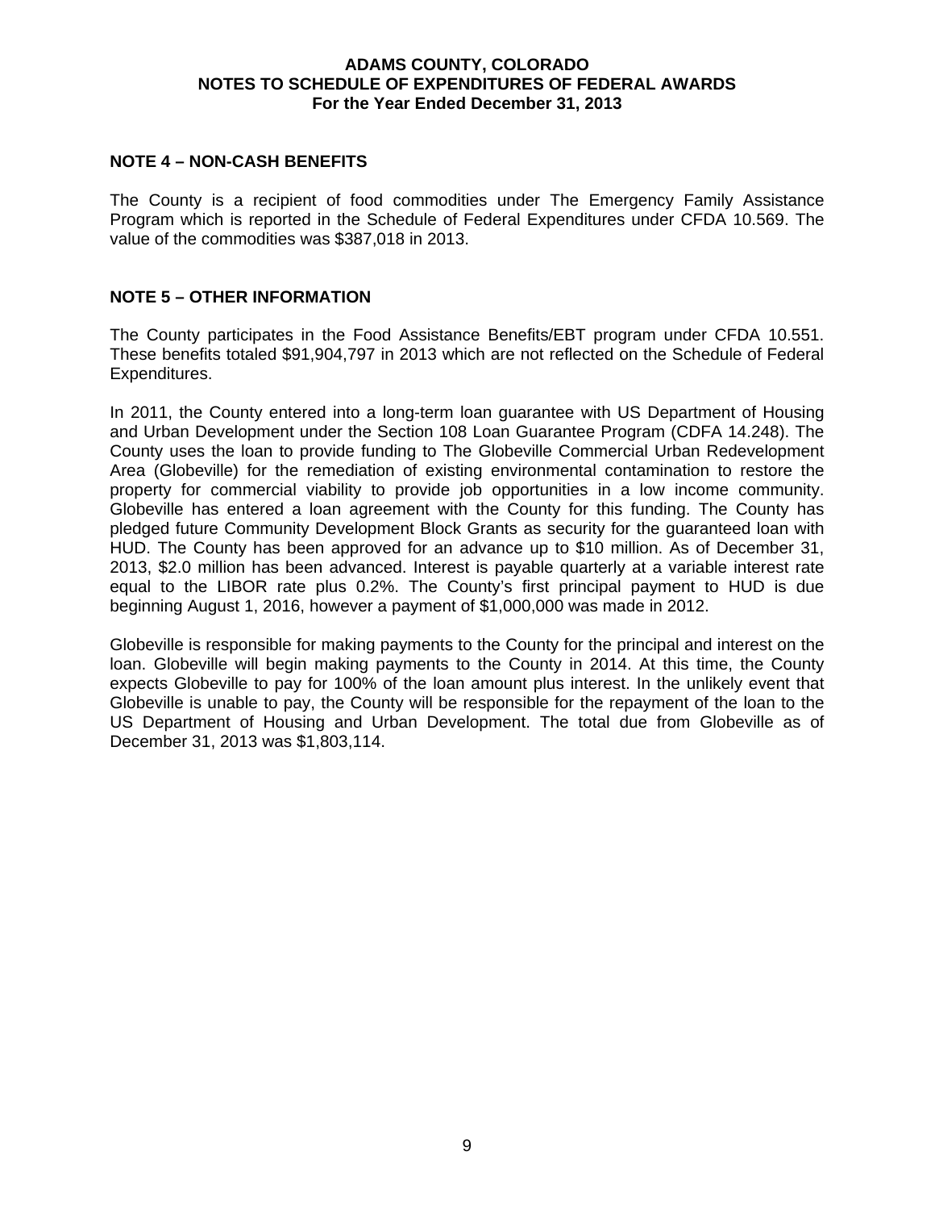# ADAMS COUNTY, COLORADO
## NOTES TO SCHEDULE OF EXPENDITURES OF FEDERAL AWARDS
### For the Year Ended December 31, 2013

**NOTE 4 – NON-CASH BENEFITS**

The County is a recipient of food commodities under The Emergency Family Assistance Program which is reported in the Schedule of Federal Expenditures under CFDA 10.569. The value of the commodities was $387,018 in 2013.

**NOTE 5 – OTHER INFORMATION**

The County participates in the Food Assistance Benefits/EBT program under CFDA 10.551. These benefits totaled $91,904,797 in 2013 which are not reflected on the Schedule of Federal Expenditures.

In 2011, the County entered into a long-term loan guarantee with US Department of Housing and Urban Development under the Section 108 Loan Guarantee Program (CDFA 14.248). The County uses the loan to provide funding to The Globeville Commercial Urban Redevelopment Area (Globeville) for the remediation of existing environmental contamination to restore the property for commercial viability to provide job opportunities in a low income community. Globeville has entered a loan agreement with the County for this funding. The County has pledged future Community Development Block Grants as security for the guaranteed loan with HUD. The County has been approved for an advance up to $10 million. As of December 31, 2013, $2.0 million has been advanced. Interest is payable quarterly at a variable interest rate equal to the LIBOR rate plus 0.2%. The County's first principal payment to HUD is due beginning August 1, 2016, however a payment of $1,000,000 was made in 2012.

Globeville is responsible for making payments to the County for the principal and interest on the loan. Globeville will begin making payments to the County in 2014. At this time, the County expects Globeville to pay for 100% of the loan amount plus interest. In the unlikely event that Globeville is unable to pay, the County will be responsible for the repayment of the loan to the US Department of Housing and Urban Development. The total due from Globeville as of December 31, 2013 was $1,803,114.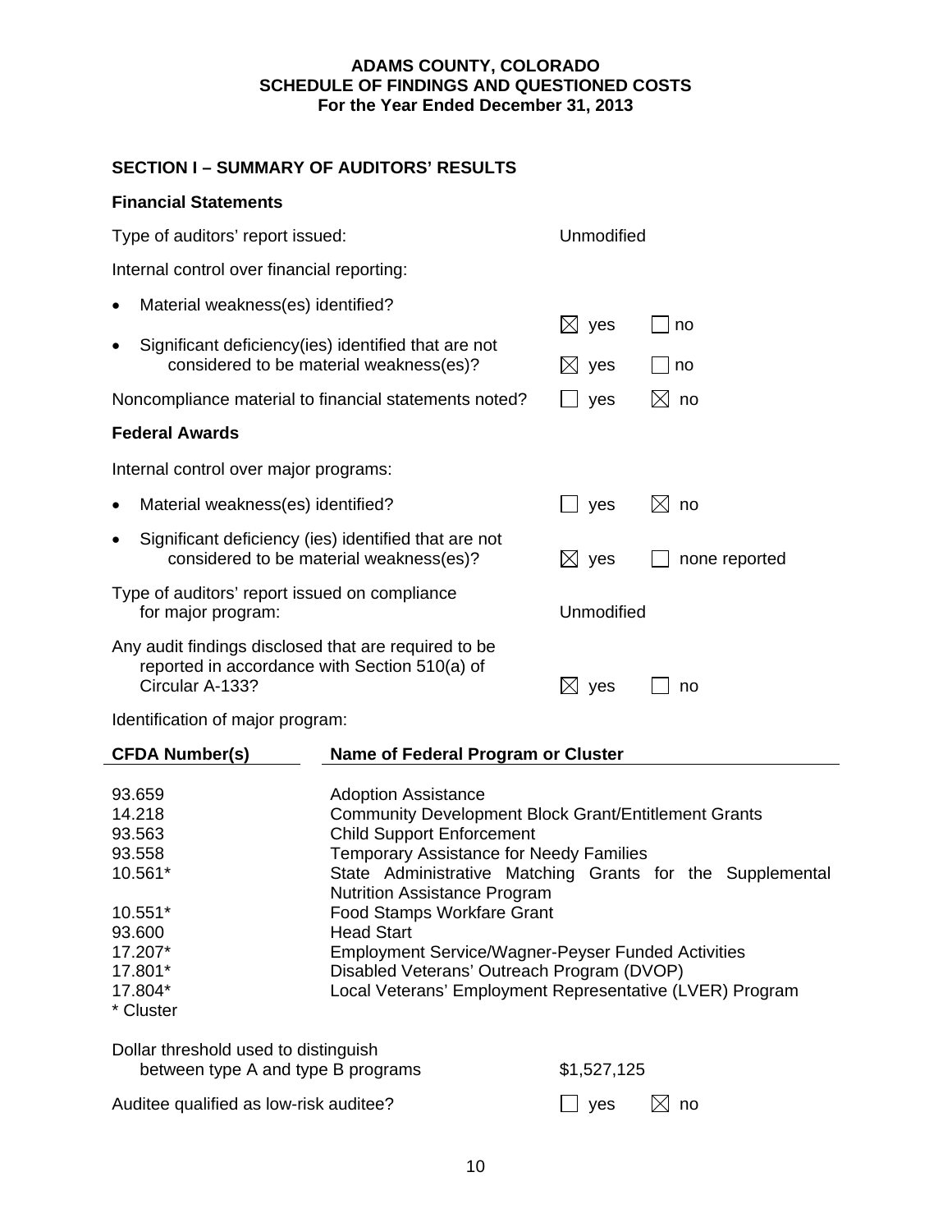**ADAMS COUNTY, COLORADO**
**SCHEDULE OF FINDINGS AND QUESTIONED COSTS**
**For the Year Ended December 31, 2013**

## SECTION I – SUMMARY OF AUDITORS' RESULTS

### Financial Statements

Type of auditors' report issued: Unmodified

Internal control over financial reporting:

- Material weakness(es) identified? ☒ yes ☐ no
- Significant deficiency(ies) identified that are not considered to be material weakness(es)? ☒ yes ☐ no

Noncompliance material to financial statements noted? ☐ yes ☒ no

### Federal Awards

Internal control over major programs:

- Material weakness(es) identified? ☐ yes ☒ no
- Significant deficiency (ies) identified that are not considered to be material weakness(es)? ☒ yes ☐ none reported

Type of auditors' report issued on compliance for major program: Unmodified

Any audit findings disclosed that are required to be reported in accordance with Section 510(a) of Circular A-133? ☒ yes ☐ no

Identification of major program:

| CFDA Number(s) | Name of Federal Program or Cluster |
|---|---|
| 93.659 | Adoption Assistance |
| 14.218 | Community Development Block Grant/Entitlement Grants |
| 93.563 | Child Support Enforcement |
| 93.558 | Temporary Assistance for Needy Families |
| 10.561* | State Administrative Matching Grants for the Supplemental Nutrition Assistance Program |
| 10.551* | Food Stamps Workfare Grant |
| 93.600 | Head Start |
| 17.207* | Employment Service/Wagner-Peyser Funded Activities |
| 17.801* | Disabled Veterans' Outreach Program (DVOP) |
| 17.804* | Local Veterans' Employment Representative (LVER) Program |

\* Cluster

Dollar threshold used to distinguish between type A and type B programs: $1,527,125

Auditee qualified as low-risk auditee? ☐ yes ☒ no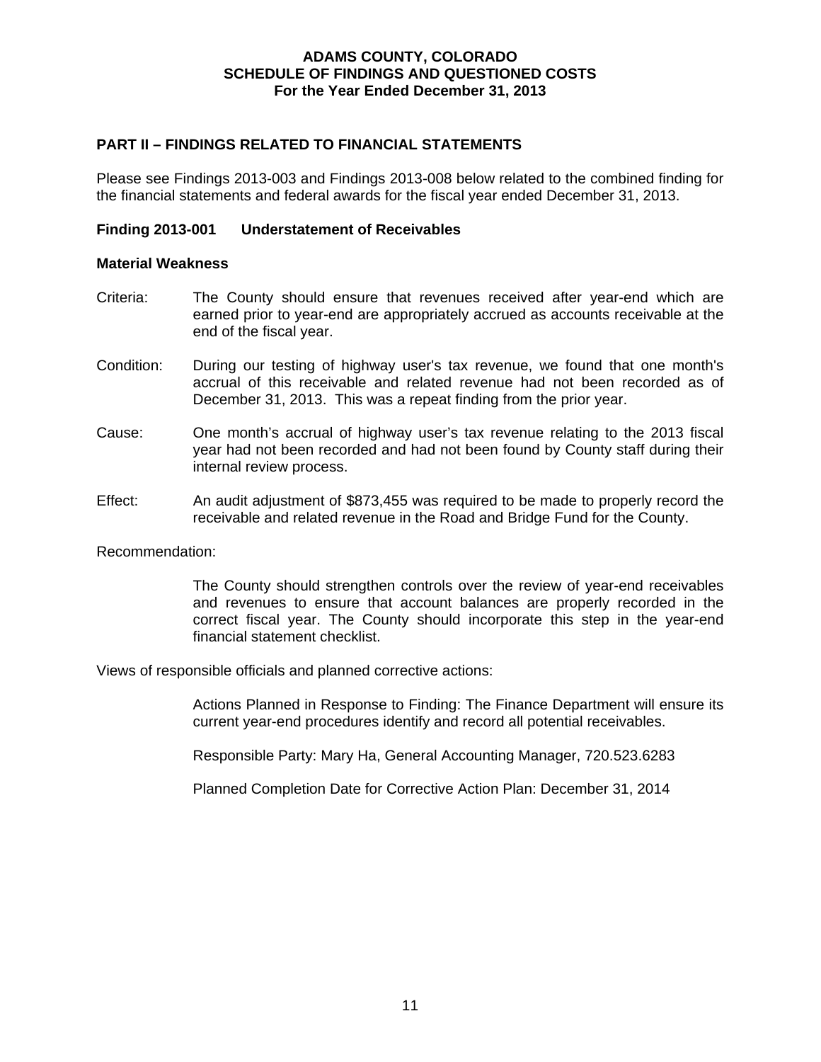# ADAMS COUNTY, COLORADO
## SCHEDULE OF FINDINGS AND QUESTIONED COSTS
### For the Year Ended December 31, 2013

## PART II – FINDINGS RELATED TO FINANCIAL STATEMENTS

Please see Findings 2013-003 and Findings 2013-008 below related to the combined finding for the financial statements and federal awards for the fiscal year ended December 31, 2013.

### Finding 2013-001 Understatement of Receivables

**Material Weakness**

Criteria: The County should ensure that revenues received after year-end which are earned prior to year-end are appropriately accrued as accounts receivable at the end of the fiscal year.

Condition: During our testing of highway user's tax revenue, we found that one month's accrual of this receivable and related revenue had not been recorded as of December 31, 2013. This was a repeat finding from the prior year.

Cause: One month's accrual of highway user's tax revenue relating to the 2013 fiscal year had not been recorded and had not been found by County staff during their internal review process.

Effect: An audit adjustment of $873,455 was required to be made to properly record the receivable and related revenue in the Road and Bridge Fund for the County.

Recommendation:

The County should strengthen controls over the review of year-end receivables and revenues to ensure that account balances are properly recorded in the correct fiscal year. The County should incorporate this step in the year-end financial statement checklist.

Views of responsible officials and planned corrective actions:

Actions Planned in Response to Finding: The Finance Department will ensure its current year-end procedures identify and record all potential receivables.

Responsible Party: Mary Ha, General Accounting Manager, 720.523.6283

Planned Completion Date for Corrective Action Plan: December 31, 2014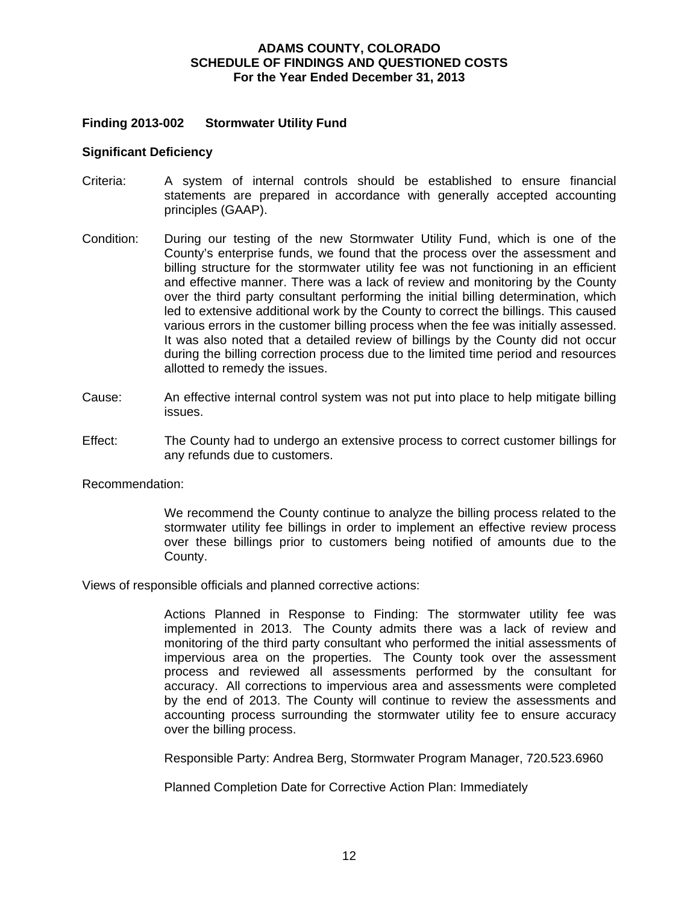# ADAMS COUNTY, COLORADO
## SCHEDULE OF FINDINGS AND QUESTIONED COSTS
### For the Year Ended December 31, 2013

**Finding 2013-002 Stormwater Utility Fund**

**Significant Deficiency**

Criteria: A system of internal controls should be established to ensure financial statements are prepared in accordance with generally accepted accounting principles (GAAP).

Condition: During our testing of the new Stormwater Utility Fund, which is one of the County's enterprise funds, we found that the process over the assessment and billing structure for the stormwater utility fee was not functioning in an efficient and effective manner. There was a lack of review and monitoring by the County over the third party consultant performing the initial billing determination, which led to extensive additional work by the County to correct the billings. This caused various errors in the customer billing process when the fee was initially assessed. It was also noted that a detailed review of billings by the County did not occur during the billing correction process due to the limited time period and resources allotted to remedy the issues.

Cause: An effective internal control system was not put into place to help mitigate billing issues.

Effect: The County had to undergo an extensive process to correct customer billings for any refunds due to customers.

Recommendation:

We recommend the County continue to analyze the billing process related to the stormwater utility fee billings in order to implement an effective review process over these billings prior to customers being notified of amounts due to the County.

Views of responsible officials and planned corrective actions:

Actions Planned in Response to Finding: The stormwater utility fee was implemented in 2013. The County admits there was a lack of review and monitoring of the third party consultant who performed the initial assessments of impervious area on the properties. The County took over the assessment process and reviewed all assessments performed by the consultant for accuracy. All corrections to impervious area and assessments were completed by the end of 2013. The County will continue to review the assessments and accounting process surrounding the stormwater utility fee to ensure accuracy over the billing process.

Responsible Party: Andrea Berg, Stormwater Program Manager, 720.523.6960

Planned Completion Date for Corrective Action Plan: Immediately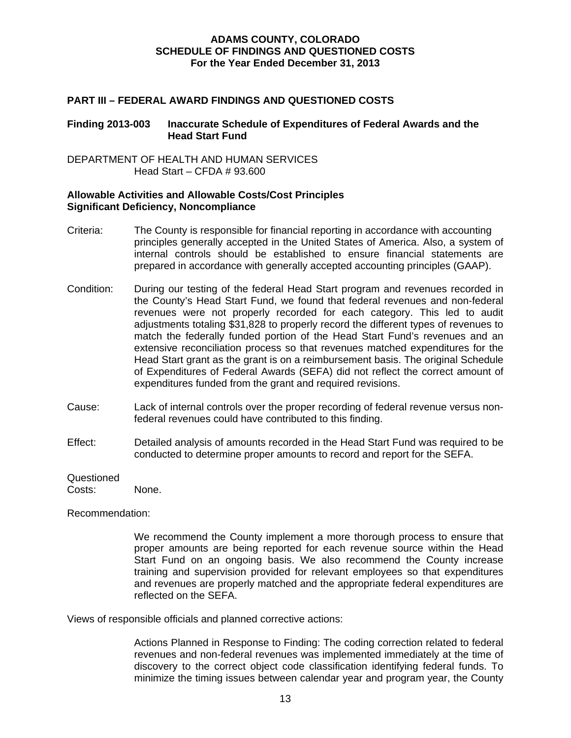# ADAMS COUNTY, COLORADO
## SCHEDULE OF FINDINGS AND QUESTIONED COSTS
### For the Year Ended December 31, 2013

## PART III – FEDERAL AWARD FINDINGS AND QUESTIONED COSTS

**Finding 2013-003 Inaccurate Schedule of Expenditures of Federal Awards and the Head Start Fund**

DEPARTMENT OF HEALTH AND HUMAN SERVICES
Head Start – CFDA # 93.600

**Allowable Activities and Allowable Costs/Cost Principles**
**Significant Deficiency, Noncompliance**

Criteria: The County is responsible for financial reporting in accordance with accounting principles generally accepted in the United States of America. Also, a system of internal controls should be established to ensure financial statements are prepared in accordance with generally accepted accounting principles (GAAP).

Condition: During our testing of the federal Head Start program and revenues recorded in the County's Head Start Fund, we found that federal revenues and non-federal revenues were not properly recorded for each category. This led to audit adjustments totaling $31,828 to properly record the different types of revenues to match the federally funded portion of the Head Start Fund's revenues and an extensive reconciliation process so that revenues matched expenditures for the Head Start grant as the grant is on a reimbursement basis. The original Schedule of Expenditures of Federal Awards (SEFA) did not reflect the correct amount of expenditures funded from the grant and required revisions.

Cause: Lack of internal controls over the proper recording of federal revenue versus non-federal revenues could have contributed to this finding.

Effect: Detailed analysis of amounts recorded in the Head Start Fund was required to be conducted to determine proper amounts to record and report for the SEFA.

Questioned Costs: None.

Recommendation:

We recommend the County implement a more thorough process to ensure that proper amounts are being reported for each revenue source within the Head Start Fund on an ongoing basis. We also recommend the County increase training and supervision provided for relevant employees so that expenditures and revenues are properly matched and the appropriate federal expenditures are reflected on the SEFA.

Views of responsible officials and planned corrective actions:

Actions Planned in Response to Finding: The coding correction related to federal revenues and non-federal revenues was implemented immediately at the time of discovery to the correct object code classification identifying federal funds. To minimize the timing issues between calendar year and program year, the County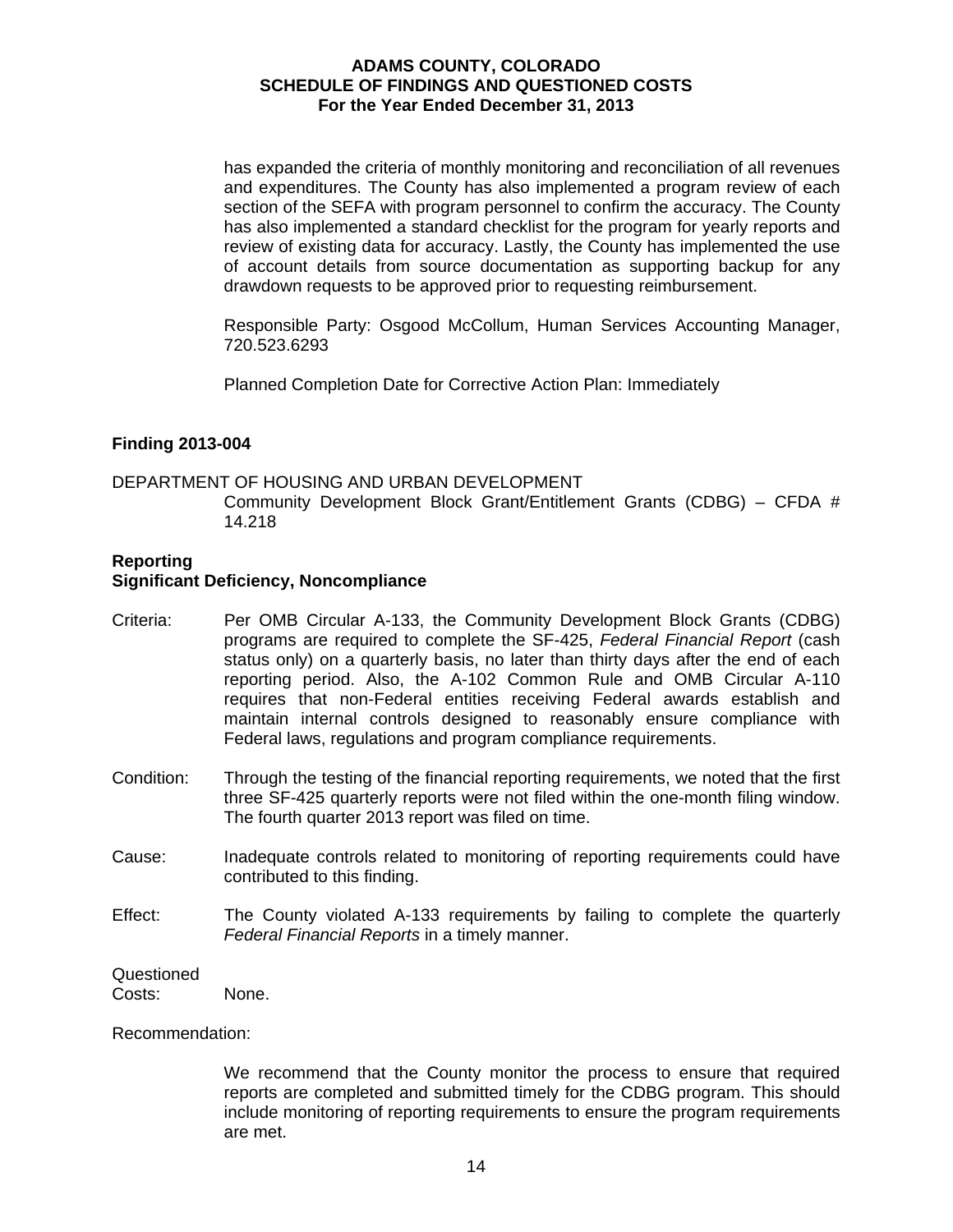has expanded the criteria of monthly monitoring and reconciliation of all revenues and expenditures. The County has also implemented a program review of each section of the SEFA with program personnel to confirm the accuracy. The County has also implemented a standard checklist for the program for yearly reports and review of existing data for accuracy. Lastly, the County has implemented the use of account details from source documentation as supporting backup for any drawdown requests to be approved prior to requesting reimbursement.

Responsible Party: Osgood McCollum, Human Services Accounting Manager, 720.523.6293

Planned Completion Date for Corrective Action Plan: Immediately

**Finding 2013-004**

DEPARTMENT OF HOUSING AND URBAN DEVELOPMENT
Community Development Block Grant/Entitlement Grants (CDBG) – CFDA # 14.218

**Reporting**
**Significant Deficiency, Noncompliance**

Criteria: Per OMB Circular A-133, the Community Development Block Grants (CDBG) programs are required to complete the SF-425, *Federal Financial Report* (cash status only) on a quarterly basis, no later than thirty days after the end of each reporting period. Also, the A-102 Common Rule and OMB Circular A-110 requires that non-Federal entities receiving Federal awards establish and maintain internal controls designed to reasonably ensure compliance with Federal laws, regulations and program compliance requirements.

Condition: Through the testing of the financial reporting requirements, we noted that the first three SF-425 quarterly reports were not filed within the one-month filing window. The fourth quarter 2013 report was filed on time.

Cause: Inadequate controls related to monitoring of reporting requirements could have contributed to this finding.

Effect: The County violated A-133 requirements by failing to complete the quarterly *Federal Financial Reports* in a timely manner.

Questioned Costs: None.

Recommendation:

We recommend that the County monitor the process to ensure that required reports are completed and submitted timely for the CDBG program. This should include monitoring of reporting requirements to ensure the program requirements are met.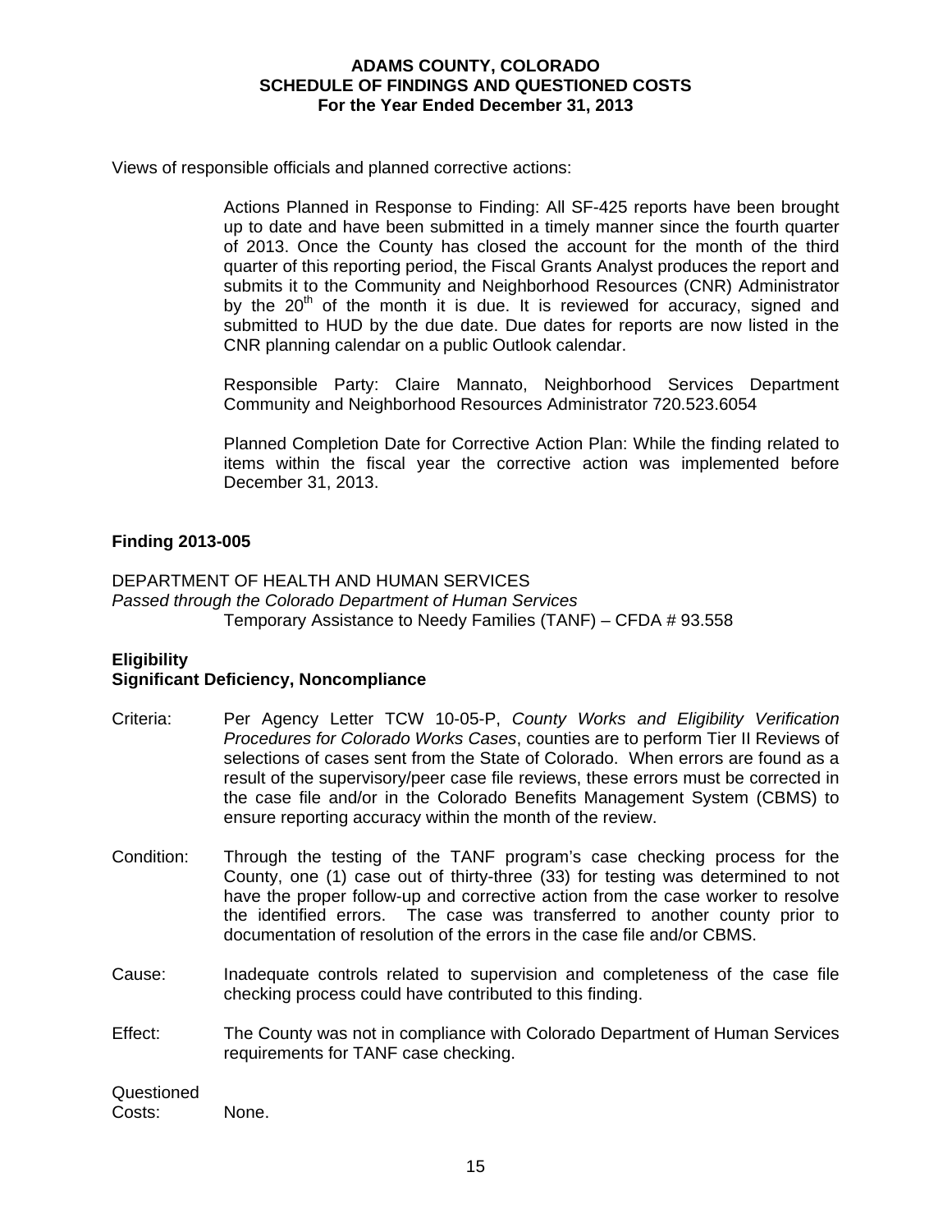# ADAMS COUNTY, COLORADO
## SCHEDULE OF FINDINGS AND QUESTIONED COSTS
### For the Year Ended December 31, 2013

Views of responsible officials and planned corrective actions:

> Actions Planned in Response to Finding: All SF-425 reports have been brought up to date and have been submitted in a timely manner since the fourth quarter of 2013. Once the County has closed the account for the month of the third quarter of this reporting period, the Fiscal Grants Analyst produces the report and submits it to the Community and Neighborhood Resources (CNR) Administrator by the 20th of the month it is due. It is reviewed for accuracy, signed and submitted to HUD by the due date. Due dates for reports are now listed in the CNR planning calendar on a public Outlook calendar.
>
> Responsible Party: Claire Mannato, Neighborhood Services Department Community and Neighborhood Resources Administrator 720.523.6054
>
> Planned Completion Date for Corrective Action Plan: While the finding related to items within the fiscal year the corrective action was implemented before December 31, 2013.

**Finding 2013-005**

DEPARTMENT OF HEALTH AND HUMAN SERVICES
*Passed through the Colorado Department of Human Services*
Temporary Assistance to Needy Families (TANF) – CFDA # 93.558

**Eligibility**
**Significant Deficiency, Noncompliance**

Criteria: Per Agency Letter TCW 10-05-P, *County Works and Eligibility Verification Procedures for Colorado Works Cases*, counties are to perform Tier II Reviews of selections of cases sent from the State of Colorado. When errors are found as a result of the supervisory/peer case file reviews, these errors must be corrected in the case file and/or in the Colorado Benefits Management System (CBMS) to ensure reporting accuracy within the month of the review.

Condition: Through the testing of the TANF program's case checking process for the County, one (1) case out of thirty-three (33) for testing was determined to not have the proper follow-up and corrective action from the case worker to resolve the identified errors. The case was transferred to another county prior to documentation of resolution of the errors in the case file and/or CBMS.

Cause: Inadequate controls related to supervision and completeness of the case file checking process could have contributed to this finding.

Effect: The County was not in compliance with Colorado Department of Human Services requirements for TANF case checking.

Questioned Costs: None.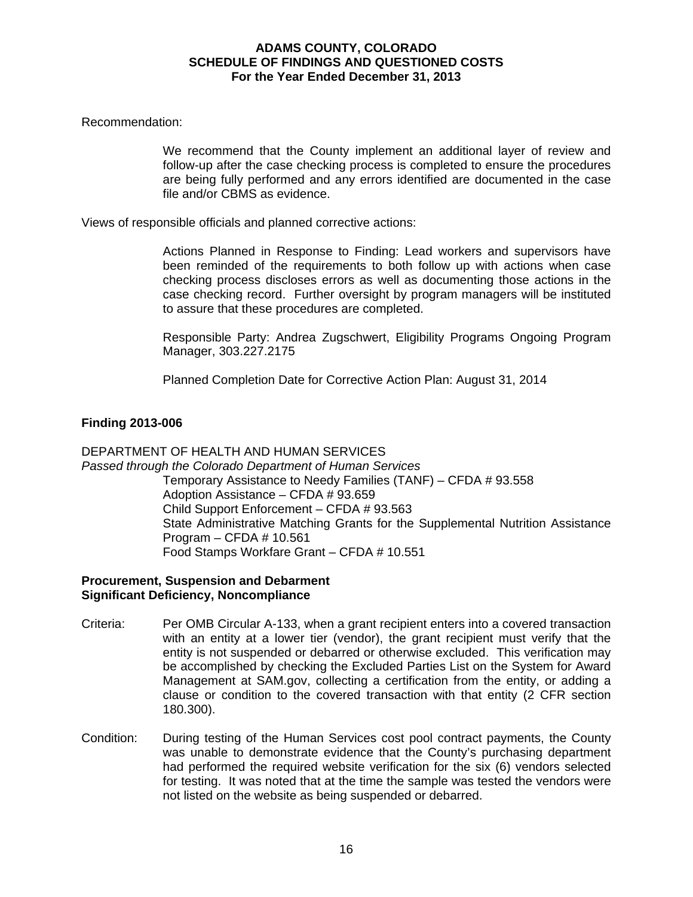Recommendation:

> We recommend that the County implement an additional layer of review and follow-up after the case checking process is completed to ensure the procedures are being fully performed and any errors identified are documented in the case file and/or CBMS as evidence.

Views of responsible officials and planned corrective actions:

> Actions Planned in Response to Finding: Lead workers and supervisors have been reminded of the requirements to both follow up with actions when case checking process discloses errors as well as documenting those actions in the case checking record. Further oversight by program managers will be instituted to assure that these procedures are completed.
>
> Responsible Party: Andrea Zugschwert, Eligibility Programs Ongoing Program Manager, 303.227.2175
>
> Planned Completion Date for Corrective Action Plan: August 31, 2014

**Finding 2013-006**

DEPARTMENT OF HEALTH AND HUMAN SERVICES
*Passed through the Colorado Department of Human Services*

> Temporary Assistance to Needy Families (TANF) – CFDA # 93.558
> Adoption Assistance – CFDA # 93.659
> Child Support Enforcement – CFDA # 93.563
> State Administrative Matching Grants for the Supplemental Nutrition Assistance Program – CFDA # 10.561
> Food Stamps Workfare Grant – CFDA # 10.551

**Procurement, Suspension and Debarment**
**Significant Deficiency, Noncompliance**

Criteria: Per OMB Circular A-133, when a grant recipient enters into a covered transaction with an entity at a lower tier (vendor), the grant recipient must verify that the entity is not suspended or debarred or otherwise excluded. This verification may be accomplished by checking the Excluded Parties List on the System for Award Management at SAM.gov, collecting a certification from the entity, or adding a clause or condition to the covered transaction with that entity (2 CFR section 180.300).

Condition: During testing of the Human Services cost pool contract payments, the County was unable to demonstrate evidence that the County's purchasing department had performed the required website verification for the six (6) vendors selected for testing. It was noted that at the time the sample was tested the vendors were not listed on the website as being suspended or debarred.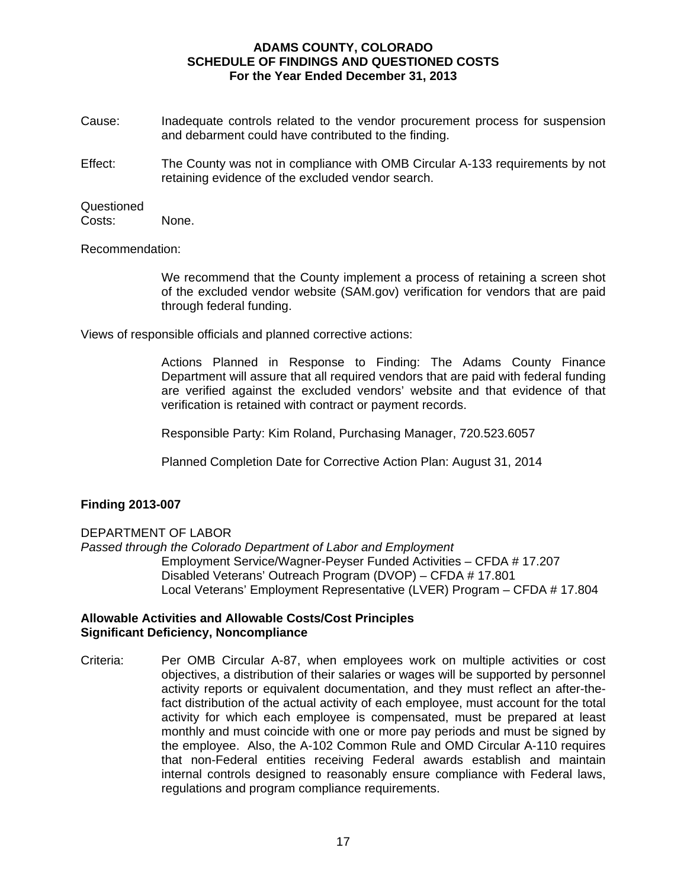Cause: Inadequate controls related to the vendor procurement process for suspension and debarment could have contributed to the finding.

Effect: The County was not in compliance with OMB Circular A-133 requirements by not retaining evidence of the excluded vendor search.

Questioned Costs: None.

Recommendation:

We recommend that the County implement a process of retaining a screen shot of the excluded vendor website (SAM.gov) verification for vendors that are paid through federal funding.

Views of responsible officials and planned corrective actions:

Actions Planned in Response to Finding: The Adams County Finance Department will assure that all required vendors that are paid with federal funding are verified against the excluded vendors' website and that evidence of that verification is retained with contract or payment records.

Responsible Party: Kim Roland, Purchasing Manager, 720.523.6057

Planned Completion Date for Corrective Action Plan: August 31, 2014

**Finding 2013-007**

DEPARTMENT OF LABOR
*Passed through the Colorado Department of Labor and Employment*
Employment Service/Wagner-Peyser Funded Activities – CFDA # 17.207
Disabled Veterans' Outreach Program (DVOP) – CFDA # 17.801
Local Veterans' Employment Representative (LVER) Program – CFDA # 17.804

**Allowable Activities and Allowable Costs/Cost Principles**
**Significant Deficiency, Noncompliance**

Criteria: Per OMB Circular A-87, when employees work on multiple activities or cost objectives, a distribution of their salaries or wages will be supported by personnel activity reports or equivalent documentation, and they must reflect an after-the-fact distribution of the actual activity of each employee, must account for the total activity for which each employee is compensated, must be prepared at least monthly and must coincide with one or more pay periods and must be signed by the employee. Also, the A-102 Common Rule and OMD Circular A-110 requires that non-Federal entities receiving Federal awards establish and maintain internal controls designed to reasonably ensure compliance with Federal laws, regulations and program compliance requirements.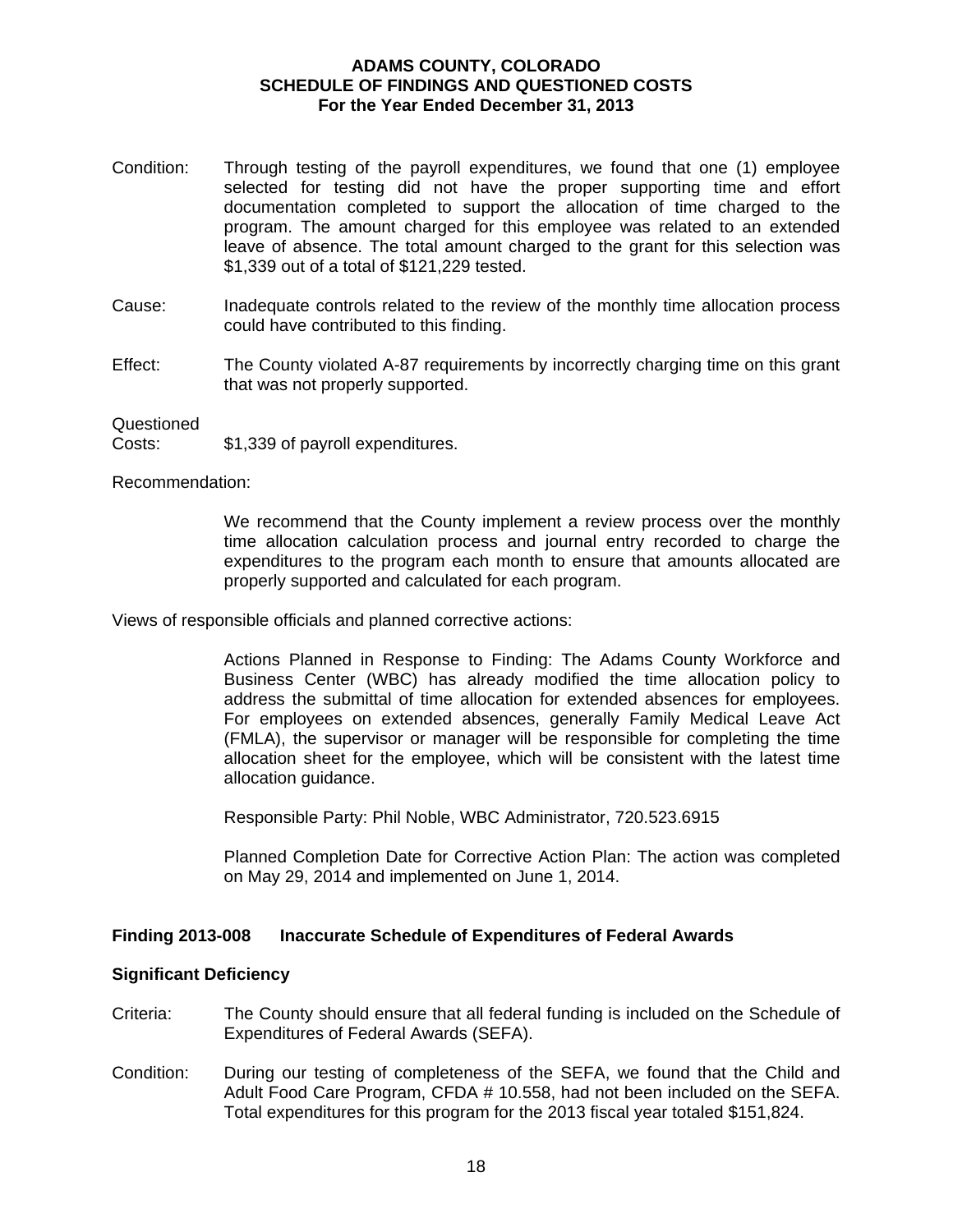Condition: Through testing of the payroll expenditures, we found that one (1) employee selected for testing did not have the proper supporting time and effort documentation completed to support the allocation of time charged to the program. The amount charged for this employee was related to an extended leave of absence. The total amount charged to the grant for this selection was $1,339 out of a total of $121,229 tested.

Cause: Inadequate controls related to the review of the monthly time allocation process could have contributed to this finding.

Effect: The County violated A-87 requirements by incorrectly charging time on this grant that was not properly supported.

Questioned Costs: $1,339 of payroll expenditures.

Recommendation:

We recommend that the County implement a review process over the monthly time allocation calculation process and journal entry recorded to charge the expenditures to the program each month to ensure that amounts allocated are properly supported and calculated for each program.

Views of responsible officials and planned corrective actions:

Actions Planned in Response to Finding: The Adams County Workforce and Business Center (WBC) has already modified the time allocation policy to address the submittal of time allocation for extended absences for employees. For employees on extended absences, generally Family Medical Leave Act (FMLA), the supervisor or manager will be responsible for completing the time allocation sheet for the employee, which will be consistent with the latest time allocation guidance.

Responsible Party: Phil Noble, WBC Administrator, 720.523.6915

Planned Completion Date for Corrective Action Plan: The action was completed on May 29, 2014 and implemented on June 1, 2014.

**Finding 2013-008 Inaccurate Schedule of Expenditures of Federal Awards**

**Significant Deficiency**

Criteria: The County should ensure that all federal funding is included on the Schedule of Expenditures of Federal Awards (SEFA).

Condition: During our testing of completeness of the SEFA, we found that the Child and Adult Food Care Program, CFDA # 10.558, had not been included on the SEFA. Total expenditures for this program for the 2013 fiscal year totaled $151,824.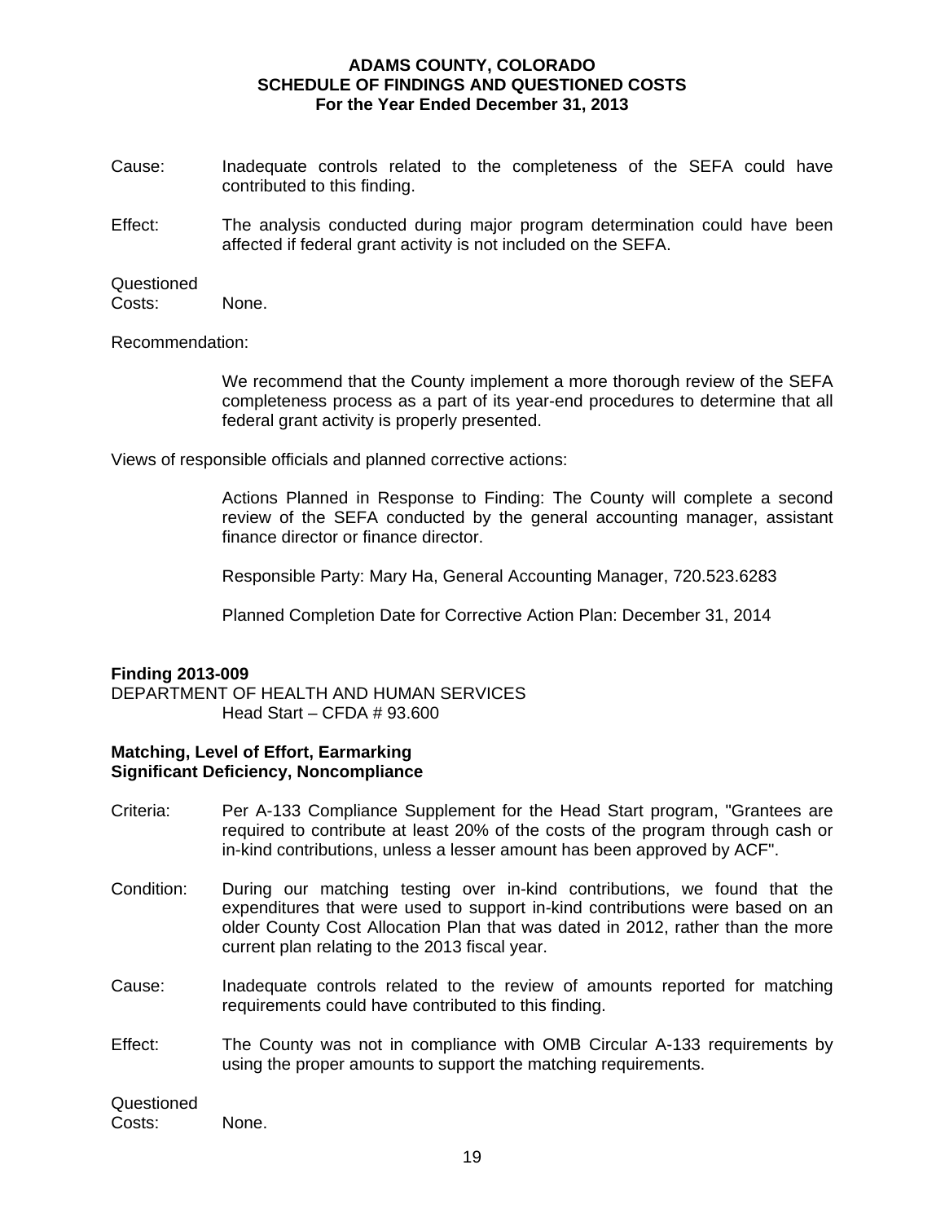Cause: Inadequate controls related to the completeness of the SEFA could have contributed to this finding.

Effect: The analysis conducted during major program determination could have been affected if federal grant activity is not included on the SEFA.

Questioned Costs: None.

Recommendation:

We recommend that the County implement a more thorough review of the SEFA completeness process as a part of its year-end procedures to determine that all federal grant activity is properly presented.

Views of responsible officials and planned corrective actions:

Actions Planned in Response to Finding: The County will complete a second review of the SEFA conducted by the general accounting manager, assistant finance director or finance director.

Responsible Party: Mary Ha, General Accounting Manager, 720.523.6283

Planned Completion Date for Corrective Action Plan: December 31, 2014

**Finding 2013-009**
DEPARTMENT OF HEALTH AND HUMAN SERVICES
Head Start – CFDA # 93.600

**Matching, Level of Effort, Earmarking**
**Significant Deficiency, Noncompliance**

Criteria: Per A-133 Compliance Supplement for the Head Start program, "Grantees are required to contribute at least 20% of the costs of the program through cash or in-kind contributions, unless a lesser amount has been approved by ACF".

Condition: During our matching testing over in-kind contributions, we found that the expenditures that were used to support in-kind contributions were based on an older County Cost Allocation Plan that was dated in 2012, rather than the more current plan relating to the 2013 fiscal year.

Cause: Inadequate controls related to the review of amounts reported for matching requirements could have contributed to this finding.

Effect: The County was not in compliance with OMB Circular A-133 requirements by using the proper amounts to support the matching requirements.

Questioned Costs: None.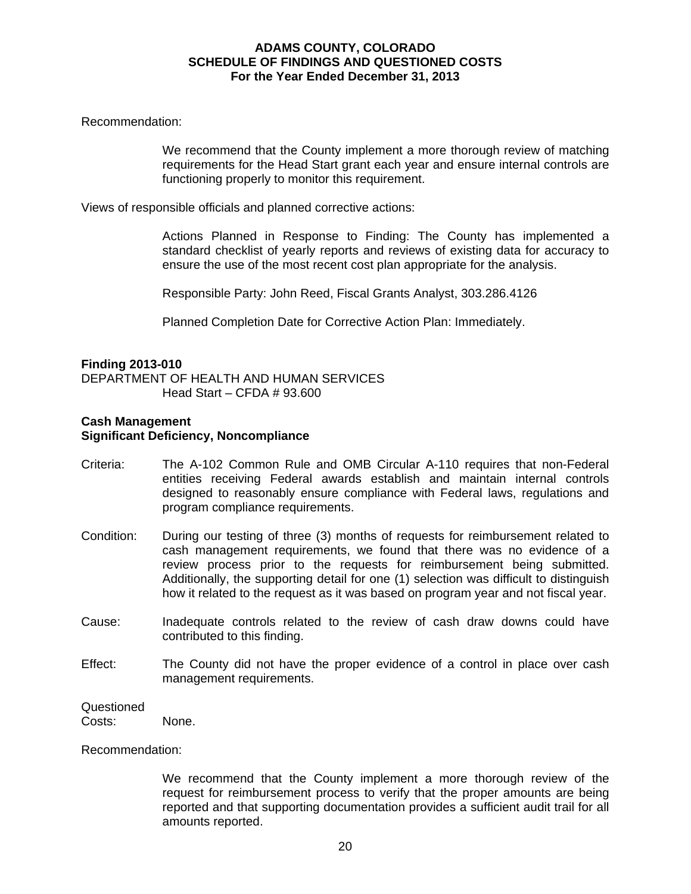Recommendation:

> We recommend that the County implement a more thorough review of matching requirements for the Head Start grant each year and ensure internal controls are functioning properly to monitor this requirement.

Views of responsible officials and planned corrective actions:

> Actions Planned in Response to Finding: The County has implemented a standard checklist of yearly reports and reviews of existing data for accuracy to ensure the use of the most recent cost plan appropriate for the analysis.
>
> Responsible Party: John Reed, Fiscal Grants Analyst, 303.286.4126
>
> Planned Completion Date for Corrective Action Plan: Immediately.

**Finding 2013-010**
DEPARTMENT OF HEALTH AND HUMAN SERVICES
Head Start – CFDA # 93.600

**Cash Management**
**Significant Deficiency, Noncompliance**

Criteria: The A-102 Common Rule and OMB Circular A-110 requires that non-Federal entities receiving Federal awards establish and maintain internal controls designed to reasonably ensure compliance with Federal laws, regulations and program compliance requirements.

Condition: During our testing of three (3) months of requests for reimbursement related to cash management requirements, we found that there was no evidence of a review process prior to the requests for reimbursement being submitted. Additionally, the supporting detail for one (1) selection was difficult to distinguish how it related to the request as it was based on program year and not fiscal year.

Cause: Inadequate controls related to the review of cash draw downs could have contributed to this finding.

Effect: The County did not have the proper evidence of a control in place over cash management requirements.

Questioned Costs: None.

Recommendation:

> We recommend that the County implement a more thorough review of the request for reimbursement process to verify that the proper amounts are being reported and that supporting documentation provides a sufficient audit trail for all amounts reported.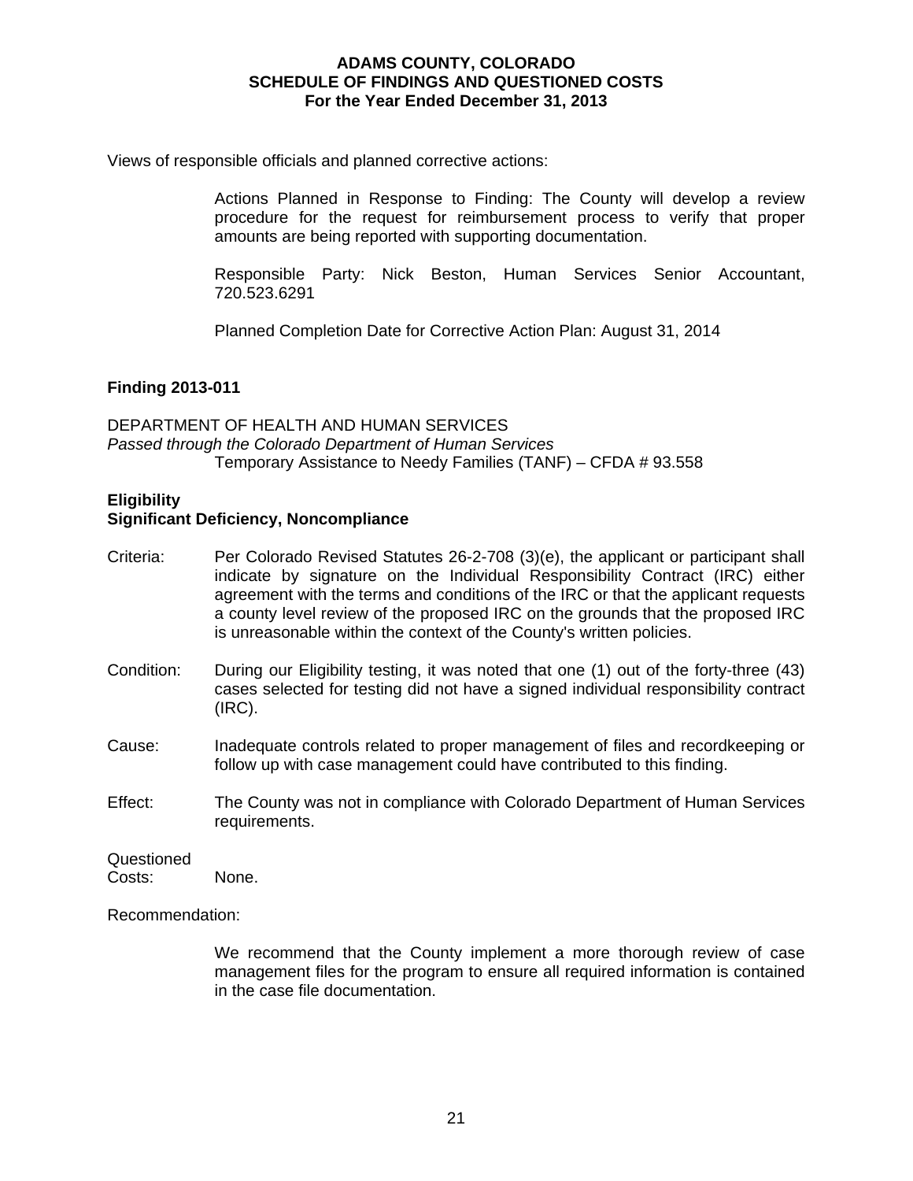Views of responsible officials and planned corrective actions:

> Actions Planned in Response to Finding: The County will develop a review procedure for the request for reimbursement process to verify that proper amounts are being reported with supporting documentation.
>
> Responsible Party: Nick Beston, Human Services Senior Accountant, 720.523.6291
>
> Planned Completion Date for Corrective Action Plan: August 31, 2014

**Finding 2013-011**

DEPARTMENT OF HEALTH AND HUMAN SERVICES
*Passed through the Colorado Department of Human Services*
Temporary Assistance to Needy Families (TANF) – CFDA # 93.558

**Eligibility**
**Significant Deficiency, Noncompliance**

Criteria: Per Colorado Revised Statutes 26-2-708 (3)(e), the applicant or participant shall indicate by signature on the Individual Responsibility Contract (IRC) either agreement with the terms and conditions of the IRC or that the applicant requests a county level review of the proposed IRC on the grounds that the proposed IRC is unreasonable within the context of the County's written policies.

Condition: During our Eligibility testing, it was noted that one (1) out of the forty-three (43) cases selected for testing did not have a signed individual responsibility contract (IRC).

Cause: Inadequate controls related to proper management of files and recordkeeping or follow up with case management could have contributed to this finding.

Effect: The County was not in compliance with Colorado Department of Human Services requirements.

Questioned Costs: None.

Recommendation:

> We recommend that the County implement a more thorough review of case management files for the program to ensure all required information is contained in the case file documentation.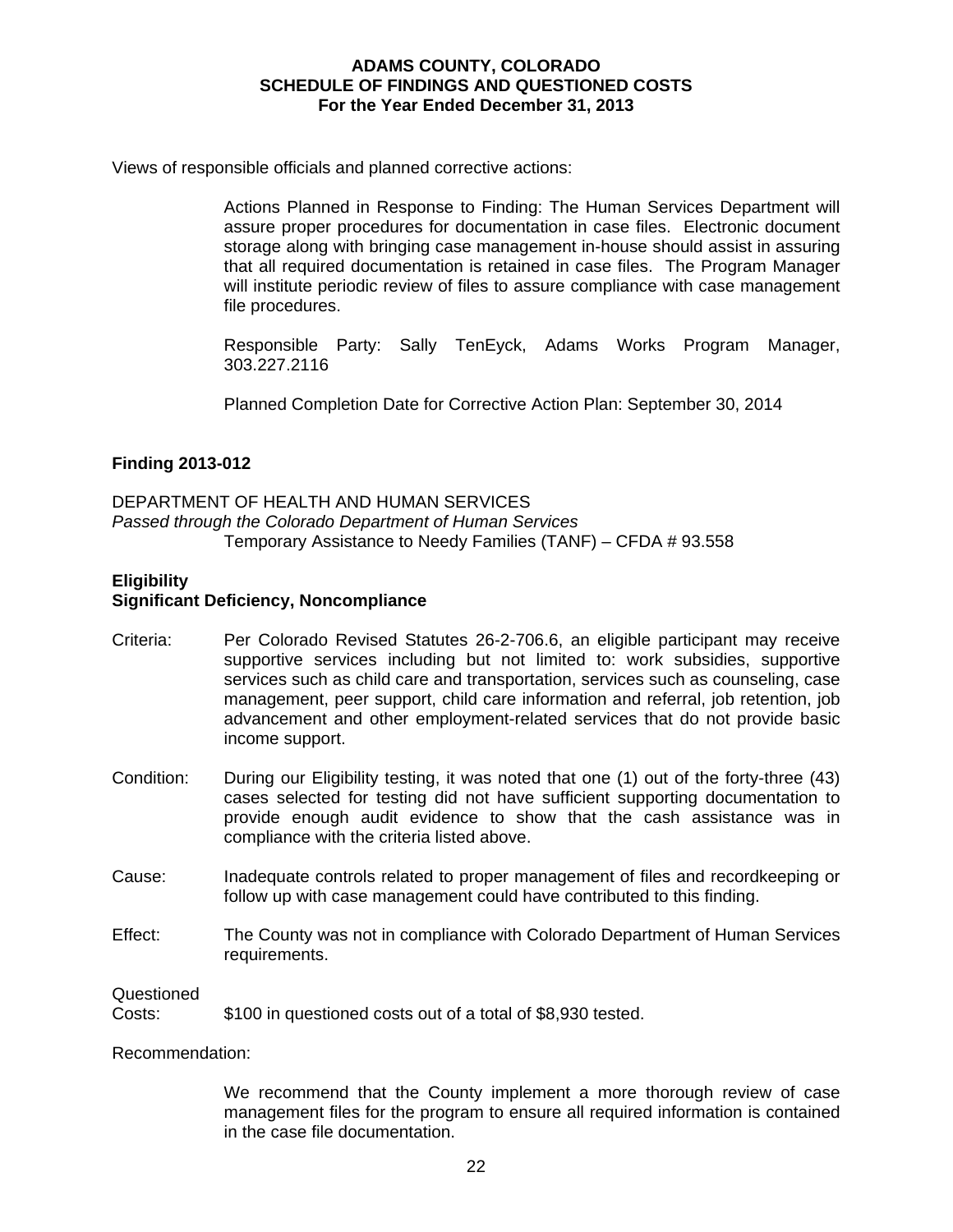Views of responsible officials and planned corrective actions:

Actions Planned in Response to Finding: The Human Services Department will assure proper procedures for documentation in case files. Electronic document storage along with bringing case management in-house should assist in assuring that all required documentation is retained in case files. The Program Manager will institute periodic review of files to assure compliance with case management file procedures.

Responsible Party: Sally TenEyck, Adams Works Program Manager, 303.227.2116

Planned Completion Date for Corrective Action Plan: September 30, 2014

**Finding 2013-012**

DEPARTMENT OF HEALTH AND HUMAN SERVICES
*Passed through the Colorado Department of Human Services*
Temporary Assistance to Needy Families (TANF) – CFDA # 93.558

**Eligibility**
**Significant Deficiency, Noncompliance**

Criteria: Per Colorado Revised Statutes 26-2-706.6, an eligible participant may receive supportive services including but not limited to: work subsidies, supportive services such as child care and transportation, services such as counseling, case management, peer support, child care information and referral, job retention, job advancement and other employment-related services that do not provide basic income support.

Condition: During our Eligibility testing, it was noted that one (1) out of the forty-three (43) cases selected for testing did not have sufficient supporting documentation to provide enough audit evidence to show that the cash assistance was in compliance with the criteria listed above.

Cause: Inadequate controls related to proper management of files and recordkeeping or follow up with case management could have contributed to this finding.

Effect: The County was not in compliance with Colorado Department of Human Services requirements.

Questioned Costs: $100 in questioned costs out of a total of $8,930 tested.

Recommendation:

We recommend that the County implement a more thorough review of case management files for the program to ensure all required information is contained in the case file documentation.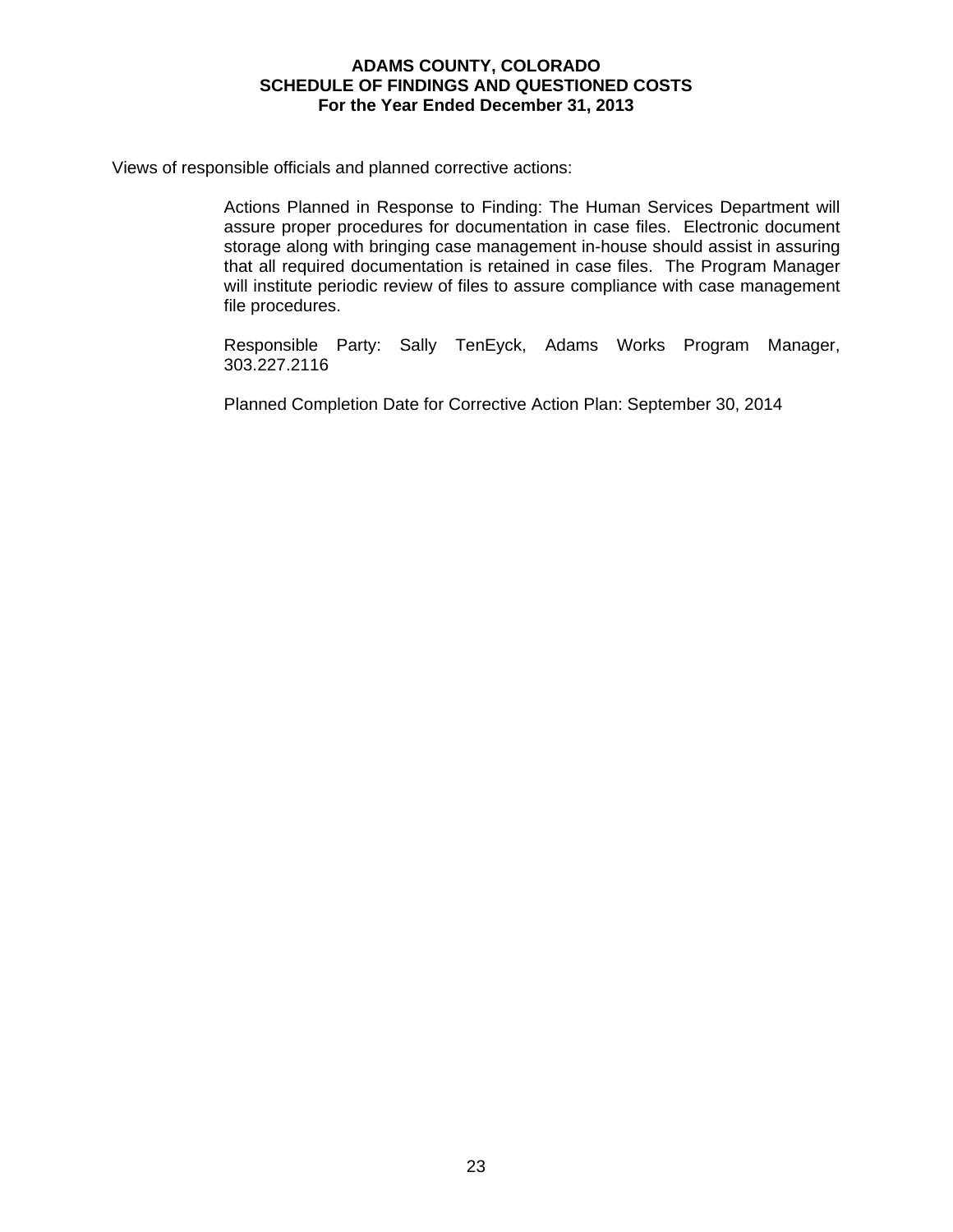Views of responsible officials and planned corrective actions:

Actions Planned in Response to Finding: The Human Services Department will assure proper procedures for documentation in case files. Electronic document storage along with bringing case management in-house should assist in assuring that all required documentation is retained in case files. The Program Manager will institute periodic review of files to assure compliance with case management file procedures.

Responsible Party: Sally TenEyck, Adams Works Program Manager, 303.227.2116

Planned Completion Date for Corrective Action Plan: September 30, 2014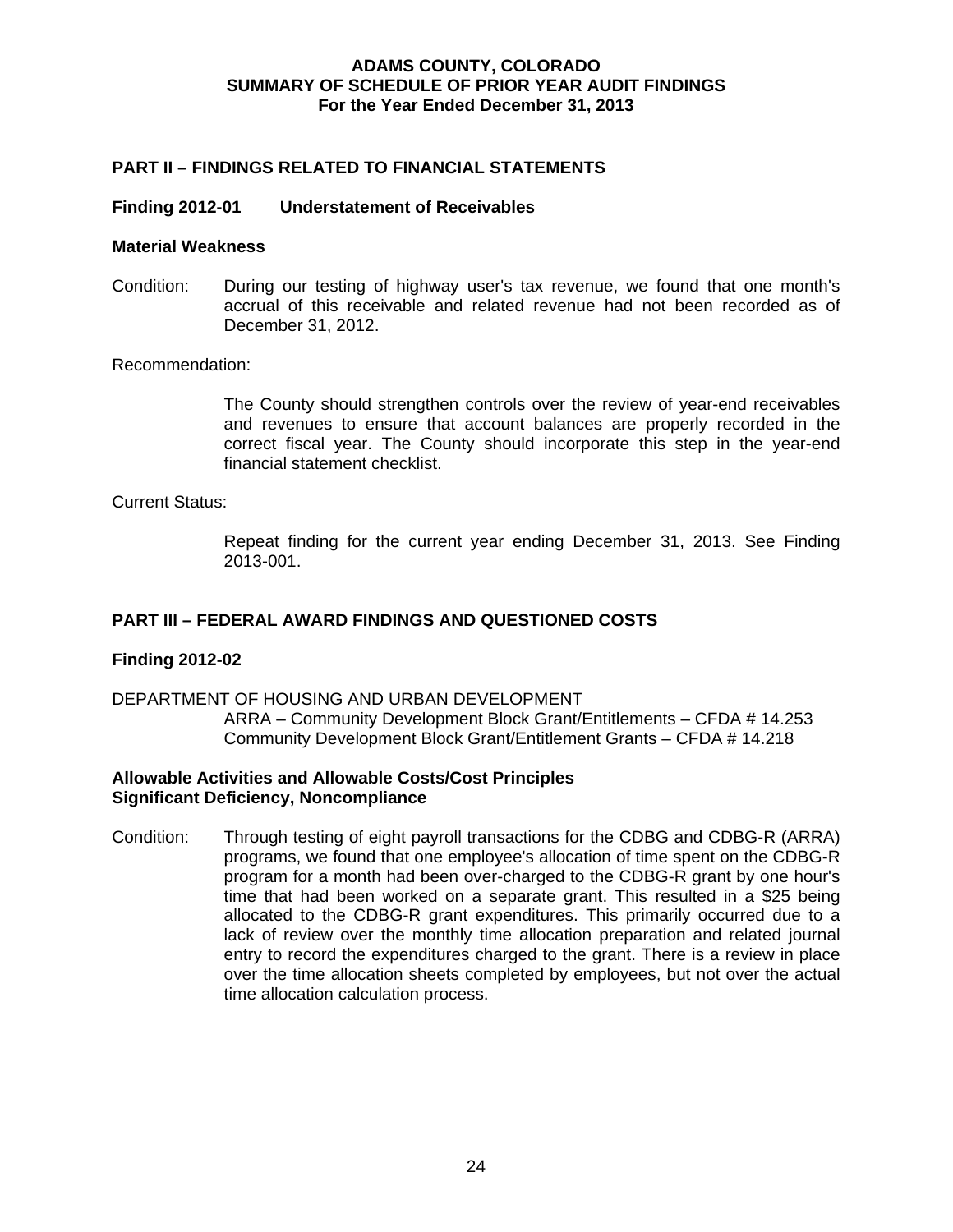**ADAMS COUNTY, COLORADO**
**SUMMARY OF SCHEDULE OF PRIOR YEAR AUDIT FINDINGS**
**For the Year Ended December 31, 2013**

## PART II – FINDINGS RELATED TO FINANCIAL STATEMENTS

### Finding 2012-01 Understatement of Receivables

**Material Weakness**

Condition: During our testing of highway user's tax revenue, we found that one month's accrual of this receivable and related revenue had not been recorded as of December 31, 2012.

Recommendation:

The County should strengthen controls over the review of year-end receivables and revenues to ensure that account balances are properly recorded in the correct fiscal year. The County should incorporate this step in the year-end financial statement checklist.

Current Status:

Repeat finding for the current year ending December 31, 2013. See Finding 2013-001.

## PART III – FEDERAL AWARD FINDINGS AND QUESTIONED COSTS

### Finding 2012-02

DEPARTMENT OF HOUSING AND URBAN DEVELOPMENT
ARRA – Community Development Block Grant/Entitlements – CFDA # 14.253
Community Development Block Grant/Entitlement Grants – CFDA # 14.218

**Allowable Activities and Allowable Costs/Cost Principles**
**Significant Deficiency, Noncompliance**

Condition: Through testing of eight payroll transactions for the CDBG and CDBG-R (ARRA) programs, we found that one employee's allocation of time spent on the CDBG-R program for a month had been over-charged to the CDBG-R grant by one hour's time that had been worked on a separate grant. This resulted in a $25 being allocated to the CDBG-R grant expenditures. This primarily occurred due to a lack of review over the monthly time allocation preparation and related journal entry to record the expenditures charged to the grant. There is a review in place over the time allocation sheets completed by employees, but not over the actual time allocation calculation process.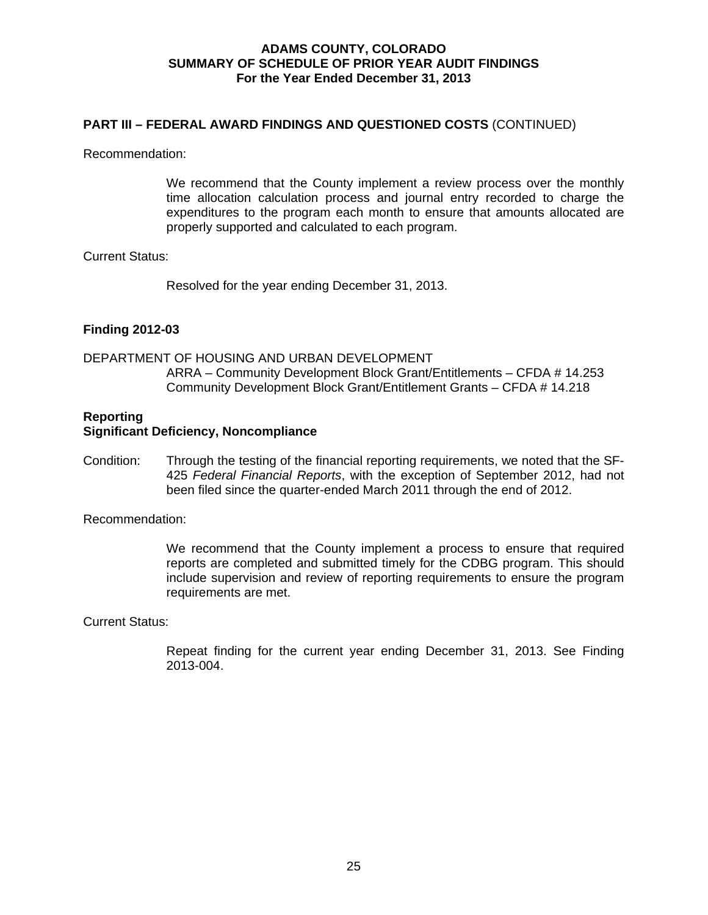# ADAMS COUNTY, COLORADO
## SUMMARY OF SCHEDULE OF PRIOR YEAR AUDIT FINDINGS
### For the Year Ended December 31, 2013

**PART III – FEDERAL AWARD FINDINGS AND QUESTIONED COSTS** (CONTINUED)

Recommendation:

We recommend that the County implement a review process over the monthly time allocation calculation process and journal entry recorded to charge the expenditures to the program each month to ensure that amounts allocated are properly supported and calculated to each program.

Current Status:

Resolved for the year ending December 31, 2013.

**Finding 2012-03**

DEPARTMENT OF HOUSING AND URBAN DEVELOPMENT
ARRA – Community Development Block Grant/Entitlements – CFDA # 14.253
Community Development Block Grant/Entitlement Grants – CFDA # 14.218

**Reporting**
**Significant Deficiency, Noncompliance**

Condition: Through the testing of the financial reporting requirements, we noted that the SF-425 *Federal Financial Reports*, with the exception of September 2012, had not been filed since the quarter-ended March 2011 through the end of 2012.

Recommendation:

We recommend that the County implement a process to ensure that required reports are completed and submitted timely for the CDBG program. This should include supervision and review of reporting requirements to ensure the program requirements are met.

Current Status:

Repeat finding for the current year ending December 31, 2013. See Finding 2013-004.